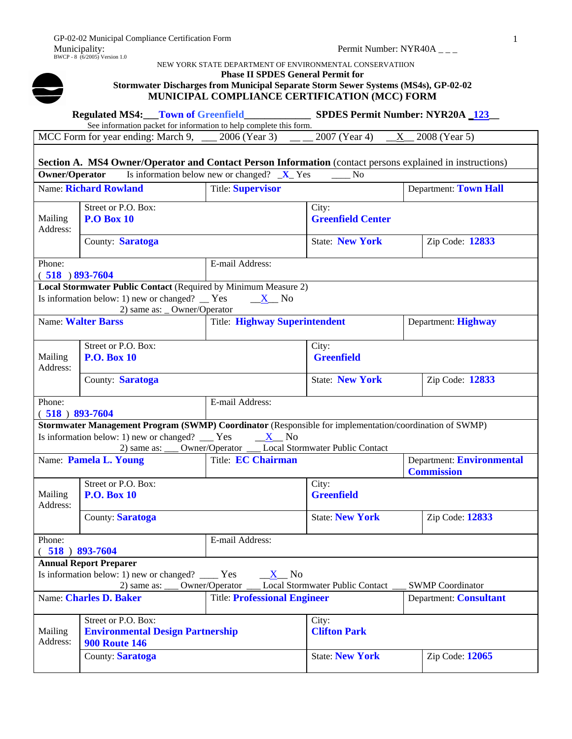GP-02-02 Municipal Compliance Certification Form
Municipality:
BWCP - 8 (6/2005) Version 1.0

Permit Number: NYR40A _ _ _

NEW YORK STATE DEPARTMENT OF ENVIRONMENTAL CONSERVATIION

**Phase II SPDES General Permit for**
**Stormwater Discharges from Municipal Separate Storm Sewer Systems (MS4s), GP-02-02**
**MUNICIPAL COMPLIANCE CERTIFICATION (MCC) FORM**

**Regulated MS4:** ___Town of Greenfield_____________ **SPDES Permit Number: NYR20A** _123__

See information packet for information to help complete this form.

| MCC Form for year ending: March 9, ___ 2006 (Year 3) __ __ 2007 (Year 4) __X__ 2008 (Year 5) | | | | |
|---|---|---|---|---|
| **Section A. MS4 Owner/Operator and Contact Person Information** (contact persons explained in instructions) | | | | |
| **Owner/Operator** Is information below new or changed? _X_ Yes ____ No | | | | |
| Name: **Richard Rowland** | | Title: **Supervisor** | | Department: **Town Hall** |
| Mailing Address: | Street or P.O. Box: **P.O Box 10** | | City: **Greenfield Center** | |
| | County: **Saratoga** | | State: **New York** | Zip Code: **12833** |
| Phone: ( **518** ) **893-7604** | | E-mail Address: | | |
| **Local Stormwater Public Contact** (Required by Minimum Measure 2) Is information below: 1) new or changed? __ Yes __X__ No 2) same as: _ Owner/Operator | | | | |
| Name: **Walter Barss** | | Title: **Highway Superintendent** | | Department: **Highway** |
| Mailing Address: | Street or P.O. Box: **P.O. Box 10** | | City: **Greenfield** | |
| | County: **Saratoga** | | State: **New York** | Zip Code: **12833** |
| Phone: ( **518** ) **893-7604** | | E-mail Address: | | |
| **Stormwater Management Program (SWMP) Coordinator** (Responsible for implementation/coordination of SWMP) Is information below: 1) new or changed? ___ Yes __X__ No 2) same as: ___ Owner/Operator ___ Local Stormwater Public Contact | | | | |
| Name: **Pamela L. Young** | | Title: **EC Chairman** | | Department: **Environmental Commission** |
| Mailing Address: | Street or P.O. Box: **P.O. Box 10** | | City: **Greenfield** | |
| | County: **Saratoga** | | State: **New York** | Zip Code: **12833** |
| Phone: ( **518** ) **893-7604** | | E-mail Address: | | |
| **Annual Report Preparer** Is information below: 1) new or changed? ____ Yes __X__ No 2) same as: ___ Owner/Operator ___ Local Stormwater Public Contact ___ SWMP Coordinator | | | | |
| Name: **Charles D. Baker** | | Title: **Professional Engineer** | | Department: **Consultant** |
| Mailing Address: | Street or P.O. Box: **Environmental Design Partnership 900 Route 146** | | City: **Clifton Park** | |
| | County: **Saratoga** | | State: **New York** | Zip Code: **12065** |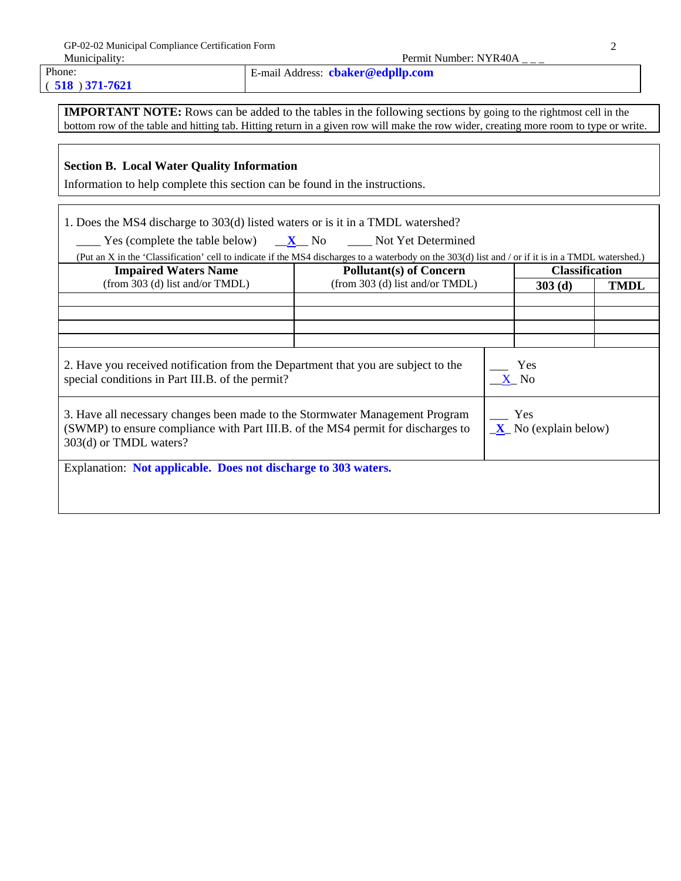Municipality: Permit Number: NYR40A _ _ _

| Phone: ( 518 ) 371-7621 | E-mail Address: **cbaker@edpllp.com** |
|---|---|

**IMPORTANT NOTE:** Rows can be added to the tables in the following sections by going to the rightmost cell in the bottom row of the table and hitting tab. Hitting return in a given row will make the row wider, creating more room to type or write.

**Section B. Local Water Quality Information**

Information to help complete this section can be found in the instructions.

1. Does the MS4 discharge to 303(d) listed waters or is it in a TMDL watershed?

____ Yes (complete the table below) __**X**__ No ____ Not Yet Determined

(Put an X in the 'Classification' cell to indicate if the MS4 discharges to a waterbody on the 303(d) list and / or if it is in a TMDL watershed.)

| **Impaired Waters Name** (from 303 (d) list and/or TMDL) | **Pollutant(s) of Concern** (from 303 (d) list and/or TMDL) | **Classification** | |
|---|---|---|---|
| | | **303 (d)** | **TMDL** |
| | | | |
| | | | |
| | | | |
| | | | |

| | |
|---|---|
| 2. Have you received notification from the Department that you are subject to the special conditions in Part III.B. of the permit? | ___ Yes<br>__X_ No |
| 3. Have all necessary changes been made to the Stormwater Management Program (SWMP) to ensure compliance with Part III.B. of the MS4 permit for discharges to 303(d) or TMDL waters? | ___ Yes<br>_X_ No (explain below) |

Explanation: **Not applicable. Does not discharge to 303 waters.**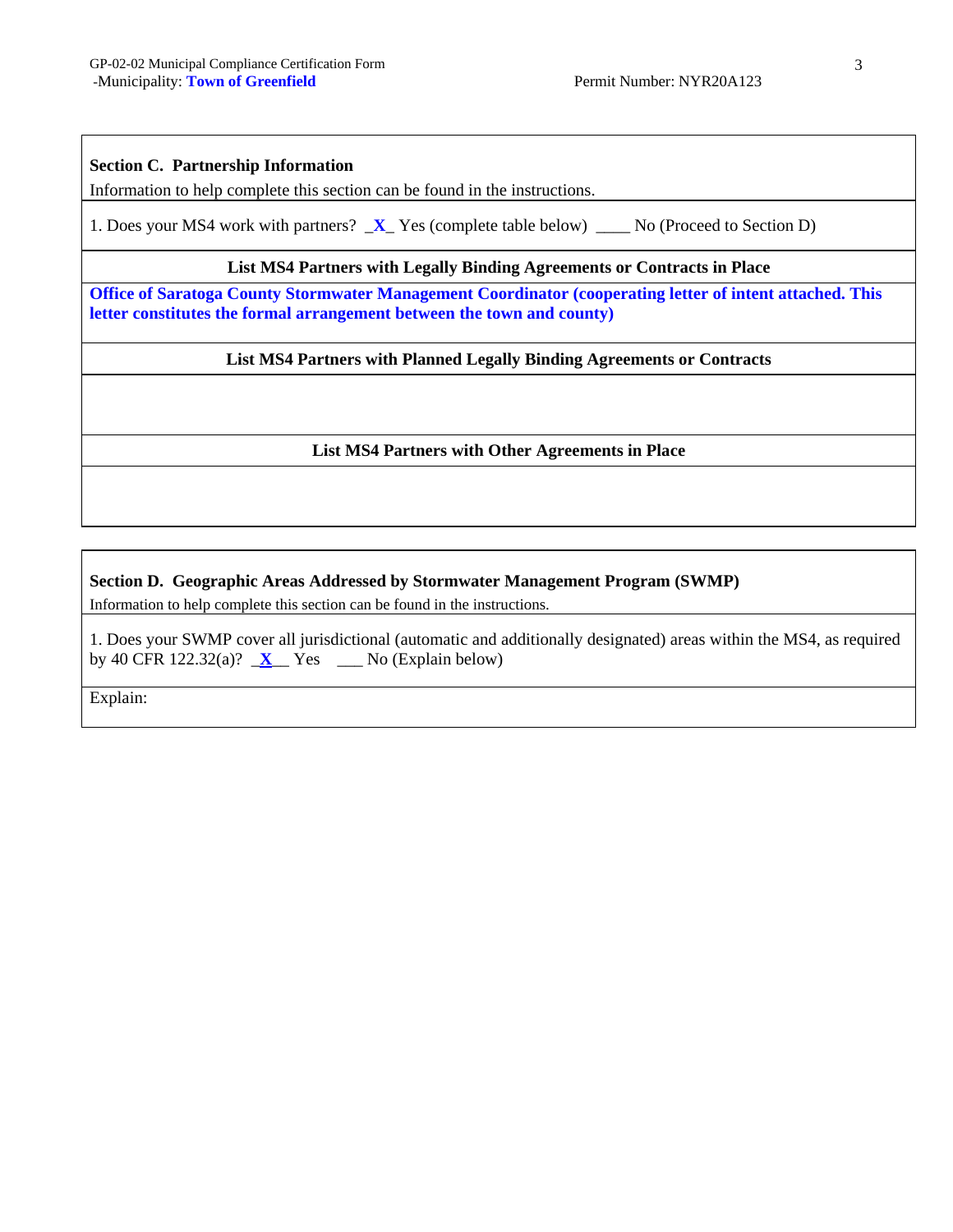**Section C. Partnership Information**

Information to help complete this section can be found in the instructions.

1. Does your MS4 work with partners? _X_ Yes (complete table below) ____ No (Proceed to Section D)

| List MS4 Partners with Legally Binding Agreements or Contracts in Place |
|---|
| **Office of Saratoga County Stormwater Management Coordinator (cooperating letter of intent attached. This letter constitutes the formal arrangement between the town and county)** |

| List MS4 Partners with Planned Legally Binding Agreements or Contracts |
|---|
| |

| List MS4 Partners with Other Agreements in Place |
|---|
| |

**Section D. Geographic Areas Addressed by Stormwater Management Program (SWMP)**

Information to help complete this section can be found in the instructions.

1. Does your SWMP cover all jurisdictional (automatic and additionally designated) areas within the MS4, as required by 40 CFR 122.32(a)? _X__ Yes ___ No (Explain below)

Explain: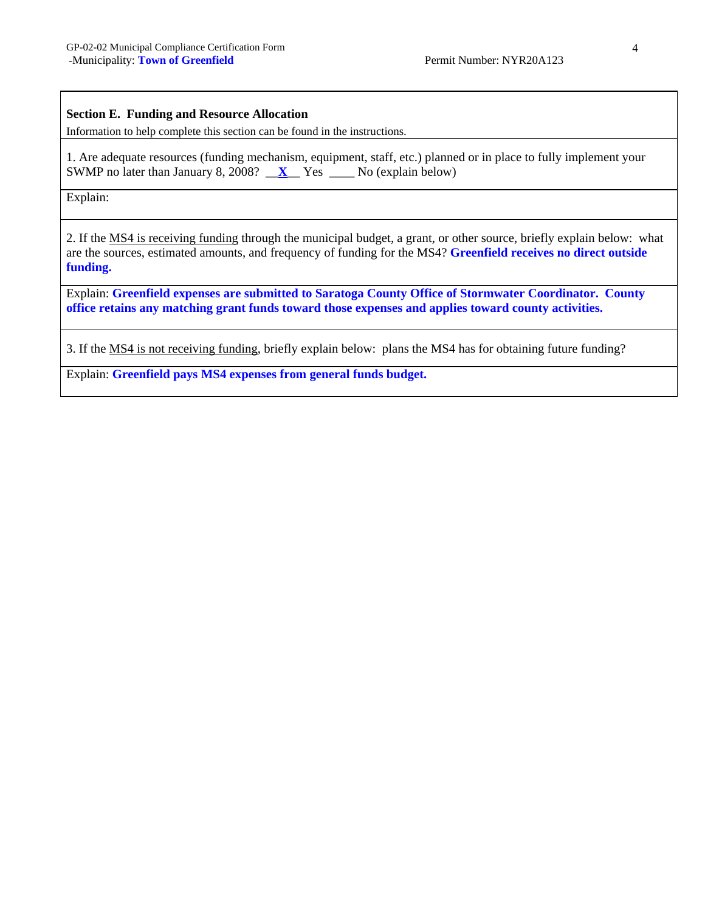GP-02-02 Municipal Compliance Certification Form
-Municipality: **Town of Greenfield** Permit Number: NYR20A123

**Section E. Funding and Resource Allocation**

Information to help complete this section can be found in the instructions.

1. Are adequate resources (funding mechanism, equipment, staff, etc.) planned or in place to fully implement your SWMP no later than January 8, 2008? __**X**__ Yes ____ No (explain below)

Explain:

2. If the MS4 is receiving funding through the municipal budget, a grant, or other source, briefly explain below: what are the sources, estimated amounts, and frequency of funding for the MS4? **Greenfield receives no direct outside funding.**

Explain: **Greenfield expenses are submitted to Saratoga County Office of Stormwater Coordinator. County office retains any matching grant funds toward those expenses and applies toward county activities.**

3. If the MS4 is not receiving funding, briefly explain below: plans the MS4 has for obtaining future funding?

Explain: **Greenfield pays MS4 expenses from general funds budget.**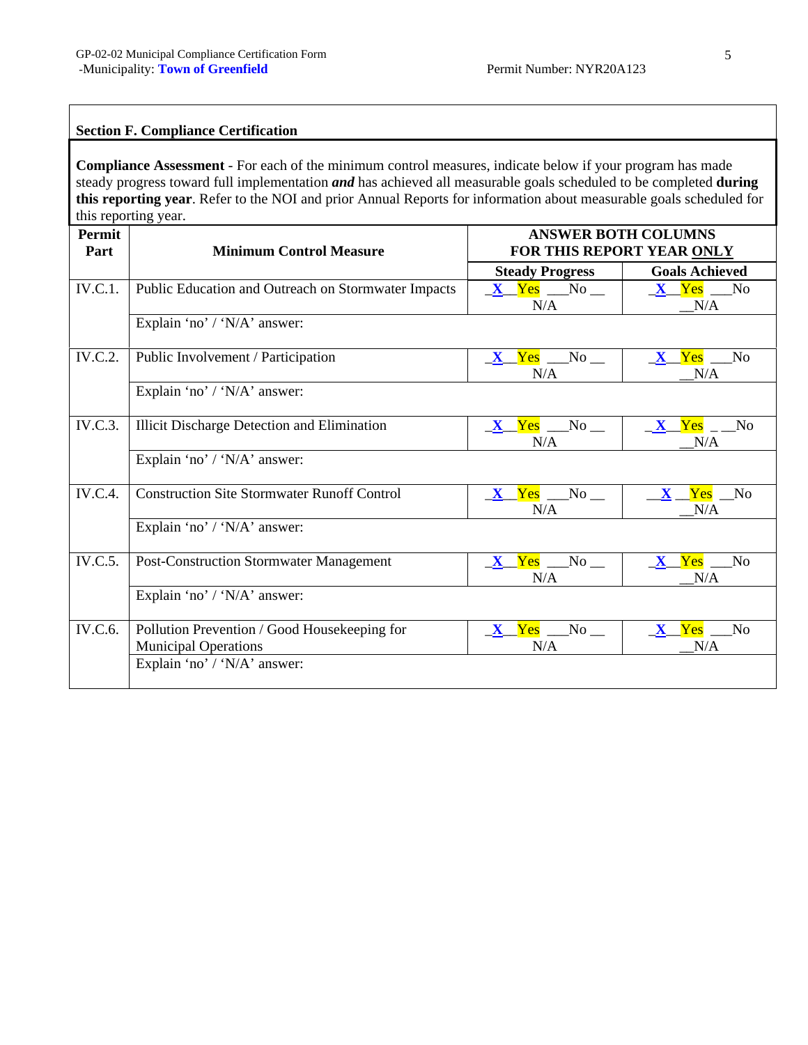GP-02-02 Municipal Compliance Certification Form
-Municipality: **Town of Greenfield** Permit Number: NYR20A123

## Section F. Compliance Certification

**Compliance Assessment** - For each of the minimum control measures, indicate below if your program has made steady progress toward full implementation ***and*** has achieved all measurable goals scheduled to be completed **during this reporting year**. Refer to the NOI and prior Annual Reports for information about measurable goals scheduled for this reporting year.

| Permit Part | Minimum Control Measure | ANSWER BOTH COLUMNS FOR THIS REPORT YEAR ONLY | |
|---|---|---|---|
| | | Steady Progress | Goals Achieved |
| IV.C.1. | Public Education and Outreach on Stormwater Impacts | _X_ Yes ___No __ N/A | _X_ Yes ___No __N/A |
| | Explain 'no' / 'N/A' answer: | | |
| IV.C.2. | Public Involvement / Participation | _X_ Yes ___No __ N/A | _X_ Yes ___No __N/A |
| | Explain 'no' / 'N/A' answer: | | |
| IV.C.3. | Illicit Discharge Detection and Elimination | _X_ Yes ___No __ N/A | _X_ Yes _ __No __N/A |
| | Explain 'no' / 'N/A' answer: | | |
| IV.C.4. | Construction Site Stormwater Runoff Control | _X_ Yes ___No __ N/A | __X_ Yes __No __N/A |
| | Explain 'no' / 'N/A' answer: | | |
| IV.C.5. | Post-Construction Stormwater Management | _X_ Yes ___No __ N/A | _X_ Yes ___No __N/A |
| | Explain 'no' / 'N/A' answer: | | |
| IV.C.6. | Pollution Prevention / Good Housekeeping for Municipal Operations | _X_ Yes ___No __ N/A | _X_ Yes ___No __N/A |
| | Explain 'no' / 'N/A' answer: | | |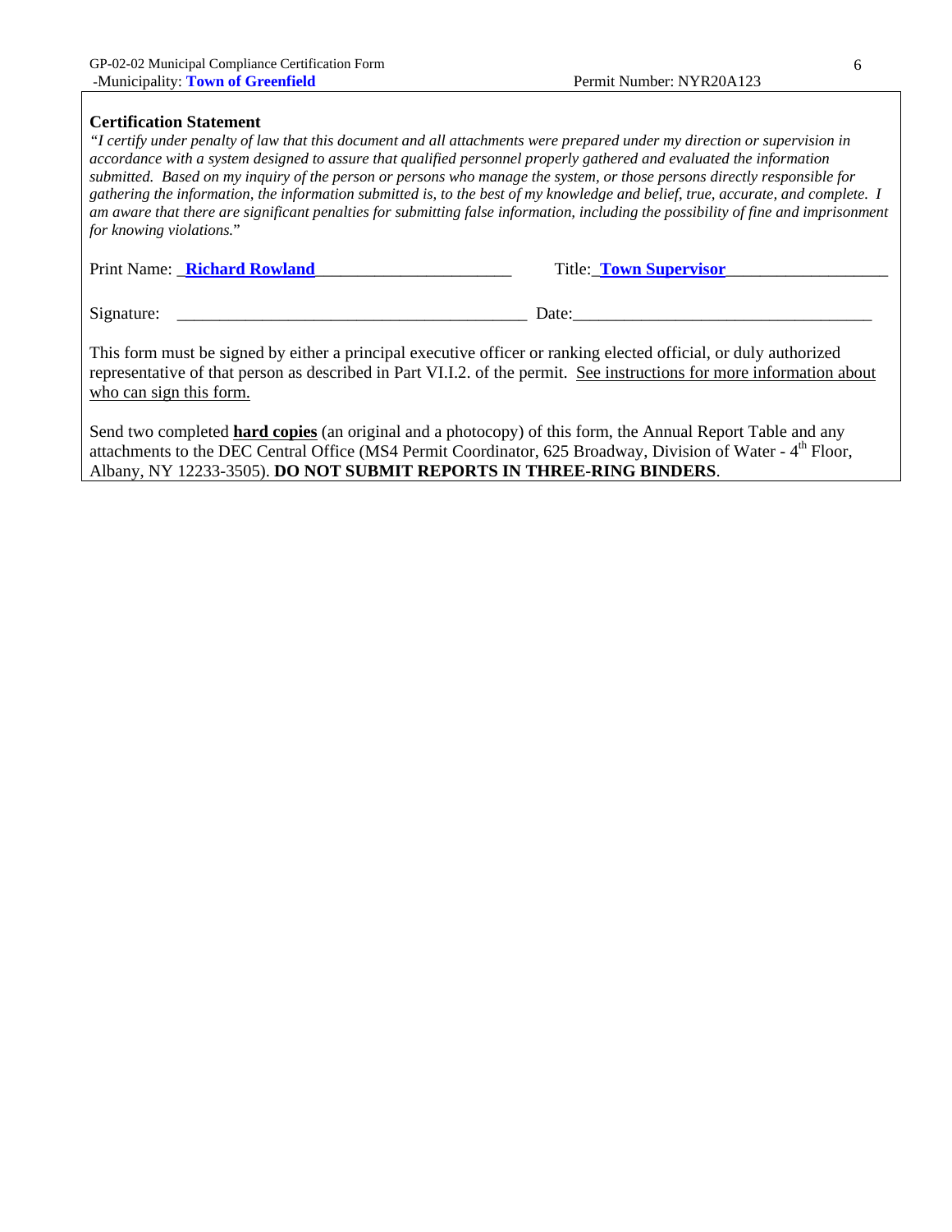GP-02-02 Municipal Compliance Certification Form
-Municipality: **Town of Greenfield** Permit Number: NYR20A123

**Certification Statement**

*"I certify under penalty of law that this document and all attachments were prepared under my direction or supervision in accordance with a system designed to assure that qualified personnel properly gathered and evaluated the information submitted. Based on my inquiry of the person or persons who manage the system, or those persons directly responsible for gathering the information, the information submitted is, to the best of my knowledge and belief, true, accurate, and complete. I am aware that there are significant penalties for submitting false information, including the possibility of fine and imprisonment for knowing violations.*"

Print Name: **Richard Rowland** Title: **Town Supervisor**

Signature: ________________________________________ Date: ____________________________________

This form must be signed by either a principal executive officer or ranking elected official, or duly authorized representative of that person as described in Part VI.I.2. of the permit. See instructions for more information about who can sign this form.

Send two completed **hard copies** (an original and a photocopy) of this form, the Annual Report Table and any attachments to the DEC Central Office (MS4 Permit Coordinator, 625 Broadway, Division of Water - 4th Floor, Albany, NY 12233-3505). **DO NOT SUBMIT REPORTS IN THREE-RING BINDERS**.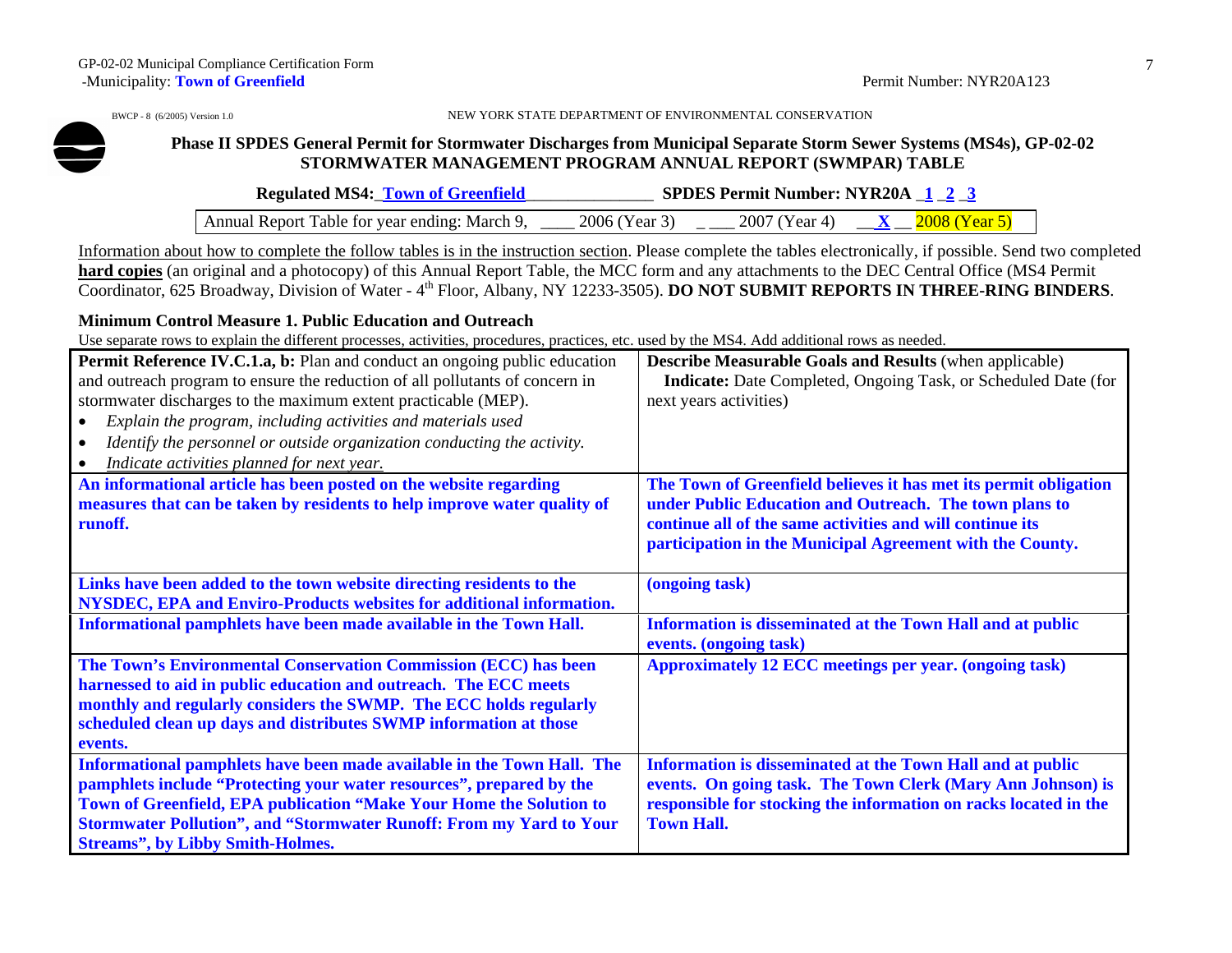BWCP - 8 (6/2005) Version 1.0

NEW YORK STATE DEPARTMENT OF ENVIRONMENTAL CONSERVATION

**Phase II SPDES General Permit for Stormwater Discharges from Municipal Separate Storm Sewer Systems (MS4s), GP-02-02**
**STORMWATER MANAGEMENT PROGRAM ANNUAL REPORT (SWMPAR) TABLE**

**Regulated MS4: Town of Greenfield** **SPDES Permit Number: NYR20A 1 2 3**

Annual Report Table for year ending: March 9, ____ 2006 (Year 3) ____ 2007 (Year 4) __X__ 2008 (Year 5)

Information about how to complete the follow tables is in the instruction section. Please complete the tables electronically, if possible. Send two completed **hard copies** (an original and a photocopy) of this Annual Report Table, the MCC form and any attachments to the DEC Central Office (MS4 Permit Coordinator, 625 Broadway, Division of Water - 4th Floor, Albany, NY 12233-3505). **DO NOT SUBMIT REPORTS IN THREE-RING BINDERS**.

### Minimum Control Measure 1. Public Education and Outreach

Use separate rows to explain the different processes, activities, procedures, practices, etc. used by the MS4. Add additional rows as needed.

| **Permit Reference IV.C.1.a, b:** Plan and conduct an ongoing public education and outreach program to ensure the reduction of all pollutants of concern in stormwater discharges to the maximum extent practicable (MEP).<br>• *Explain the program, including activities and materials used*<br>• *Identify the personnel or outside organization conducting the activity.*<br>• *Indicate activities planned for next year.* | **Describe Measurable Goals and Results** (when applicable)<br>**Indicate:** Date Completed, Ongoing Task, or Scheduled Date (for next years activities) |
|---|---|
| **An informational article has been posted on the website regarding measures that can be taken by residents to help improve water quality of runoff.** | **The Town of Greenfield believes it has met its permit obligation under Public Education and Outreach. The town plans to continue all of the same activities and will continue its participation in the Municipal Agreement with the County.** |
| **Links have been added to the town website directing residents to the NYSDEC, EPA and Enviro-Products websites for additional information.** | **(ongoing task)** |
| **Informational pamphlets have been made available in the Town Hall.** | **Information is disseminated at the Town Hall and at public events. (ongoing task)** |
| **The Town's Environmental Conservation Commission (ECC) has been harnessed to aid in public education and outreach. The ECC meets monthly and regularly considers the SWMP. The ECC holds regularly scheduled clean up days and distributes SWMP information at those events.** | **Approximately 12 ECC meetings per year. (ongoing task)** |
| **Informational pamphlets have been made available in the Town Hall. The pamphlets include "Protecting your water resources", prepared by the Town of Greenfield, EPA publication "Make Your Home the Solution to Stormwater Pollution", and "Stormwater Runoff: From my Yard to Your Streams", by Libby Smith-Holmes.** | **Information is disseminated at the Town Hall and at public events. On going task. The Town Clerk (Mary Ann Johnson) is responsible for stocking the information on racks located in the Town Hall.** |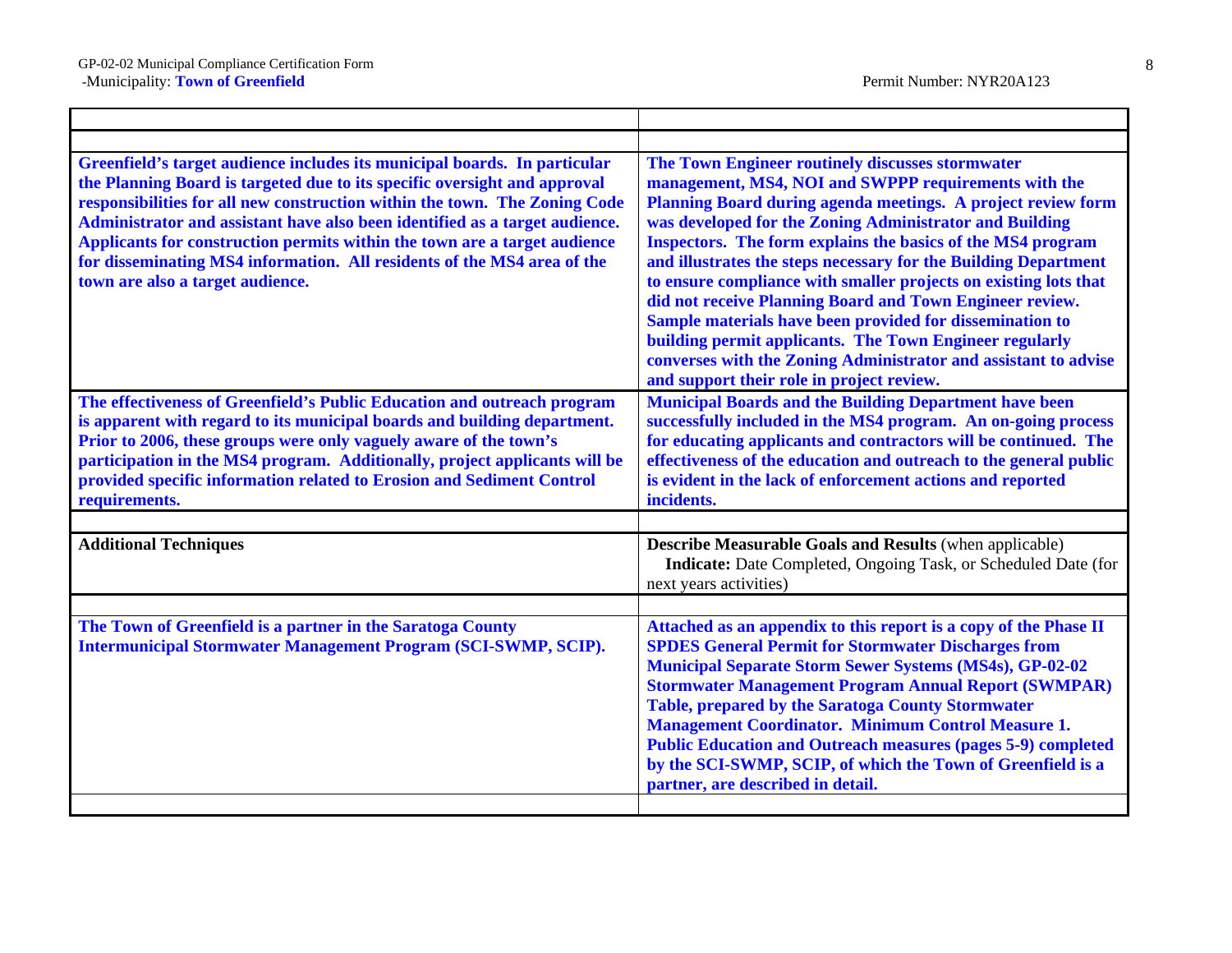| | |
|---|---|
| | |
| **Greenfield's target audience includes its municipal boards. In particular the Planning Board is targeted due to its specific oversight and approval responsibilities for all new construction within the town. The Zoning Code Administrator and assistant have also been identified as a target audience. Applicants for construction permits within the town are a target audience for disseminating MS4 information. All residents of the MS4 area of the town are also a target audience.** | **The Town Engineer routinely discusses stormwater management, MS4, NOI and SWPPP requirements with the Planning Board during agenda meetings. A project review form was developed for the Zoning Administrator and Building Inspectors. The form explains the basics of the MS4 program and illustrates the steps necessary for the Building Department to ensure compliance with smaller projects on existing lots that did not receive Planning Board and Town Engineer review. Sample materials have been provided for dissemination to building permit applicants. The Town Engineer regularly converses with the Zoning Administrator and assistant to advise and support their role in project review.** |
| **The effectiveness of Greenfield's Public Education and outreach program is apparent with regard to its municipal boards and building department. Prior to 2006, these groups were only vaguely aware of the town's participation in the MS4 program. Additionally, project applicants will be provided specific information related to Erosion and Sediment Control requirements.** | **Municipal Boards and the Building Department have been successfully included in the MS4 program. An on-going process for educating applicants and contractors will be continued. The effectiveness of the education and outreach to the general public is evident in the lack of enforcement actions and reported incidents.** |
| | |
| **Additional Techniques** | **Describe Measurable Goals and Results** (when applicable) **Indicate:** Date Completed, Ongoing Task, or Scheduled Date (for next years activities) |
| | |
| **The Town of Greenfield is a partner in the Saratoga County Intermunicipal Stormwater Management Program (SCI-SWMP, SCIP).** | **Attached as an appendix to this report is a copy of the Phase II SPDES General Permit for Stormwater Discharges from Municipal Separate Storm Sewer Systems (MS4s), GP-02-02 Stormwater Management Program Annual Report (SWMPAR) Table, prepared by the Saratoga County Stormwater Management Coordinator. Minimum Control Measure 1. Public Education and Outreach measures (pages 5-9) completed by the SCI-SWMP, SCIP, of which the Town of Greenfield is a partner, are described in detail.** |
| | |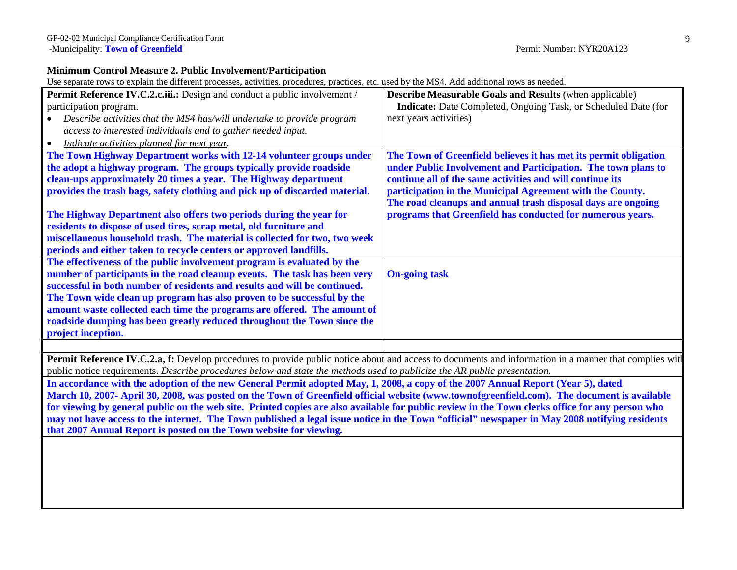GP-02-02 Municipal Compliance Certification Form
-Municipality: **Town of Greenfield** Permit Number: NYR20A123

**Minimum Control Measure 2. Public Involvement/Participation**

Use separate rows to explain the different processes, activities, procedures, practices, etc. used by the MS4. Add additional rows as needed.

| **Permit Reference IV.C.2.c.iii.:** Design and conduct a public involvement / participation program.<br>• *Describe activities that the MS4 has/will undertake to provide program access to interested individuals and to gather needed input.*<br>• *Indicate activities planned for next year.* | **Describe Measurable Goals and Results** (when applicable)<br>**Indicate:** Date Completed, Ongoing Task, or Scheduled Date (for next years activities) |
|---|---|
| **The Town Highway Department works with 12-14 volunteer groups under the adopt a highway program. The groups typically provide roadside clean-ups approximately 20 times a year. The Highway department provides the trash bags, safety clothing and pick up of discarded material.**<br><br>**The Highway Department also offers two periods during the year for residents to dispose of used tires, scrap metal, old furniture and miscellaneous household trash. The material is collected for two, two week periods and either taken to recycle centers or approved landfills.** | **The Town of Greenfield believes it has met its permit obligation under Public Involvement and Participation. The town plans to continue all of the same activities and will continue its participation in the Municipal Agreement with the County. The road cleanups and annual trash disposal days are ongoing programs that Greenfield has conducted for numerous years.** |
| **The effectiveness of the public involvement program is evaluated by the number of participants in the road cleanup events. The task has been very successful in both number of residents and results and will be continued. The Town wide clean up program has also proven to be successful by the amount waste collected each time the programs are offered. The amount of roadside dumping has been greatly reduced throughout the Town since the project inception.** | **On-going task** |
| | |

**Permit Reference IV.C.2.a, f:** Develop procedures to provide public notice about and access to documents and information in a manner that complies with public notice requirements. *Describe procedures below and state the methods used to publicize the AR public presentation.*

**In accordance with the adoption of the new General Permit adopted May, 1, 2008, a copy of the 2007 Annual Report (Year 5), dated March 10, 2007- April 30, 2008, was posted on the Town of Greenfield official website (www.townofgreenfield.com). The document is available for viewing by general public on the web site. Printed copies are also available for public review in the Town clerks office for any person who may not have access to the internet. The Town published a legal issue notice in the Town "official" newspaper in May 2008 notifying residents that 2007 Annual Report is posted on the Town website for viewing.**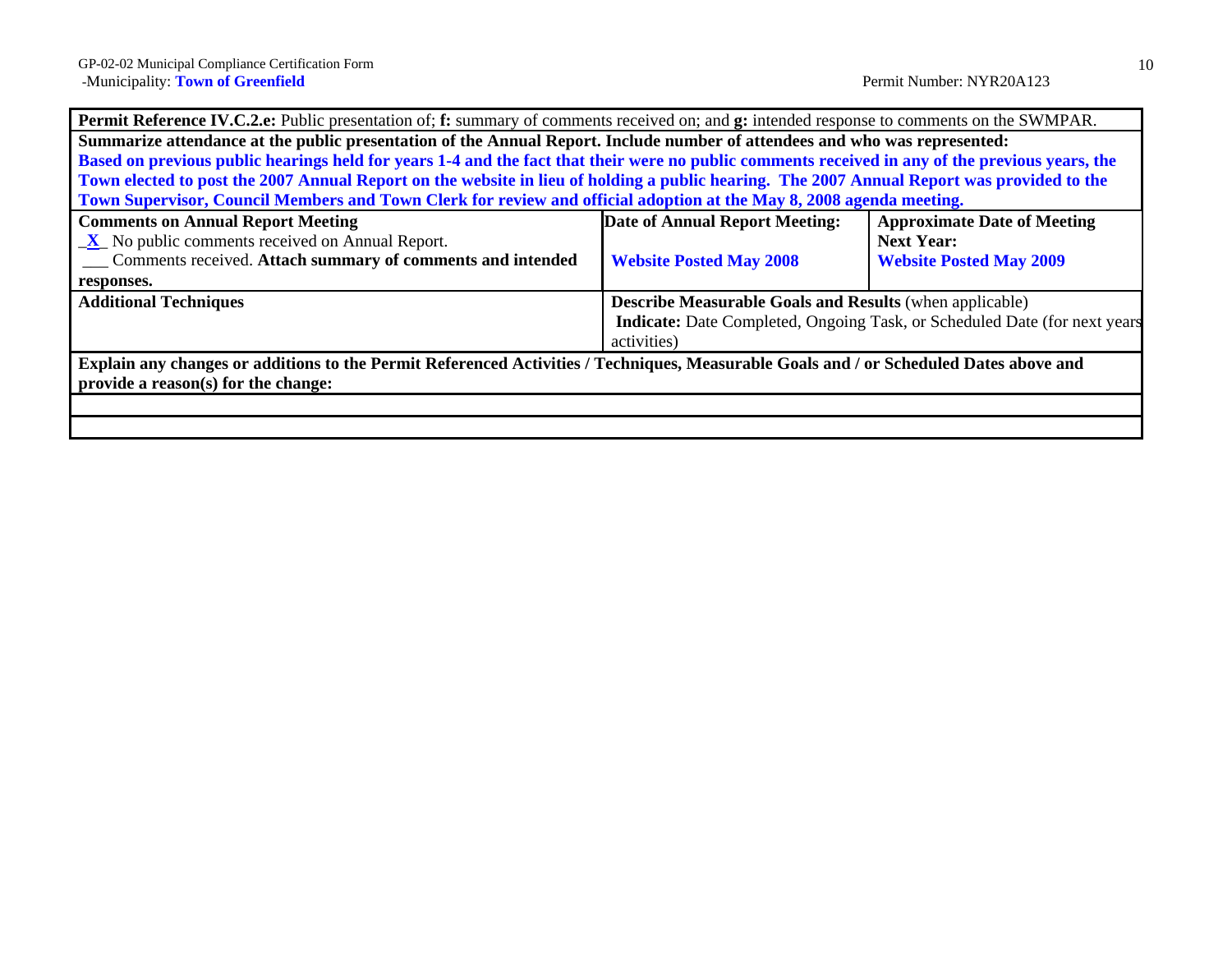GP-02-02 Municipal Compliance Certification Form
-Municipality: **Town of Greenfield**

Permit Number: NYR20A123

**Permit Reference IV.C.2.e:** Public presentation of; **f:** summary of comments received on; and **g:** intended response to comments on the SWMPAR.

**Summarize attendance at the public presentation of the Annual Report. Include number of attendees and who was represented:**

**Based on previous public hearings held for years 1-4 and the fact that their were no public comments received in any of the previous years, the Town elected to post the 2007 Annual Report on the website in lieu of holding a public hearing. The 2007 Annual Report was provided to the Town Supervisor, Council Members and Town Clerk for review and official adoption at the May 8, 2008 agenda meeting.**

| **Comments on Annual Report Meeting** | **Date of Annual Report Meeting:** | **Approximate Date of Meeting Next Year:** |
|---|---|---|
| \_**X**\_ No public comments received on Annual Report.<br>\_\_\_ Comments received. **Attach summary of comments and intended responses.** | **Website Posted May 2008** | **Website Posted May 2009** |

| **Additional Techniques** | **Describe Measurable Goals and Results** (when applicable)<br>**Indicate:** Date Completed, Ongoing Task, or Scheduled Date (for next years activities) |
|---|---|
| | |

**Explain any changes or additions to the Permit Referenced Activities / Techniques, Measurable Goals and / or Scheduled Dates above and provide a reason(s) for the change:**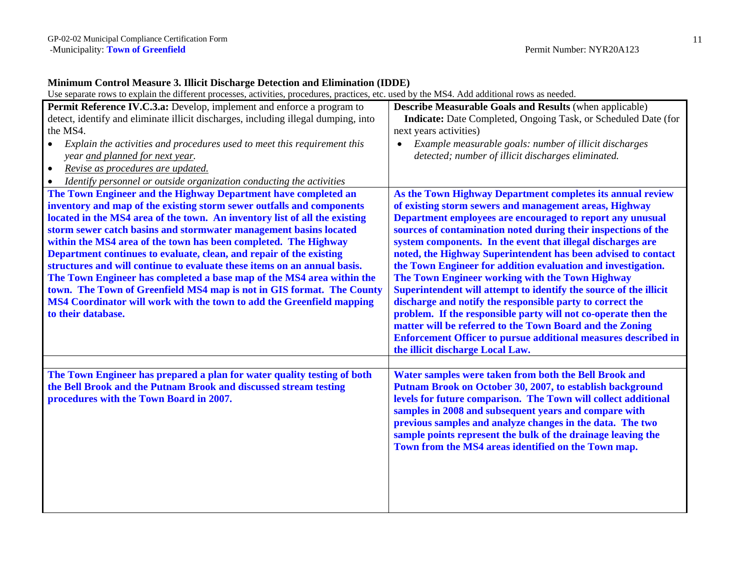## Minimum Control Measure 3. Illicit Discharge Detection and Elimination (IDDE)

Use separate rows to explain the different processes, activities, procedures, practices, etc. used by the MS4. Add additional rows as needed.

| **Permit Reference IV.C.3.a:** Develop, implement and enforce a program to detect, identify and eliminate illicit discharges, including illegal dumping, into the MS4.<br>• *Explain the activities and procedures used to meet this requirement this year and planned for next year.*<br>• *Revise as procedures are updated.*<br>• *Identify personnel or outside organization conducting the activities* | **Describe Measurable Goals and Results** (when applicable)<br>**Indicate:** Date Completed, Ongoing Task, or Scheduled Date (for next years activities)<br>• *Example measurable goals: number of illicit discharges detected; number of illicit discharges eliminated.* |
|---|---|
| **The Town Engineer and the Highway Department have completed an inventory and map of the existing storm sewer outfalls and components located in the MS4 area of the town. An inventory list of all the existing storm sewer catch basins and stormwater management basins located within the MS4 area of the town has been completed. The Highway Department continues to evaluate, clean, and repair of the existing structures and will continue to evaluate these items on an annual basis. The Town Engineer has completed a base map of the MS4 area within the town. The Town of Greenfield MS4 map is not in GIS format. The County MS4 Coordinator will work with the town to add the Greenfield mapping to their database.** | **As the Town Highway Department completes its annual review of existing storm sewers and management areas, Highway Department employees are encouraged to report any unusual sources of contamination noted during their inspections of the system components. In the event that illegal discharges are noted, the Highway Superintendent has been advised to contact the Town Engineer for addition evaluation and investigation. The Town Engineer working with the Town Highway Superintendent will attempt to identify the source of the illicit discharge and notify the responsible party to correct the problem. If the responsible party will not co-operate then the matter will be referred to the Town Board and the Zoning Enforcement Officer to pursue additional measures described in the illicit discharge Local Law.** |
| | |
| **The Town Engineer has prepared a plan for water quality testing of both the Bell Brook and the Putnam Brook and discussed stream testing procedures with the Town Board in 2007.** | **Water samples were taken from both the Bell Brook and Putnam Brook on October 30, 2007, to establish background levels for future comparison. The Town will collect additional samples in 2008 and subsequent years and compare with previous samples and analyze changes in the data. The two sample points represent the bulk of the drainage leaving the Town from the MS4 areas identified on the Town map.** |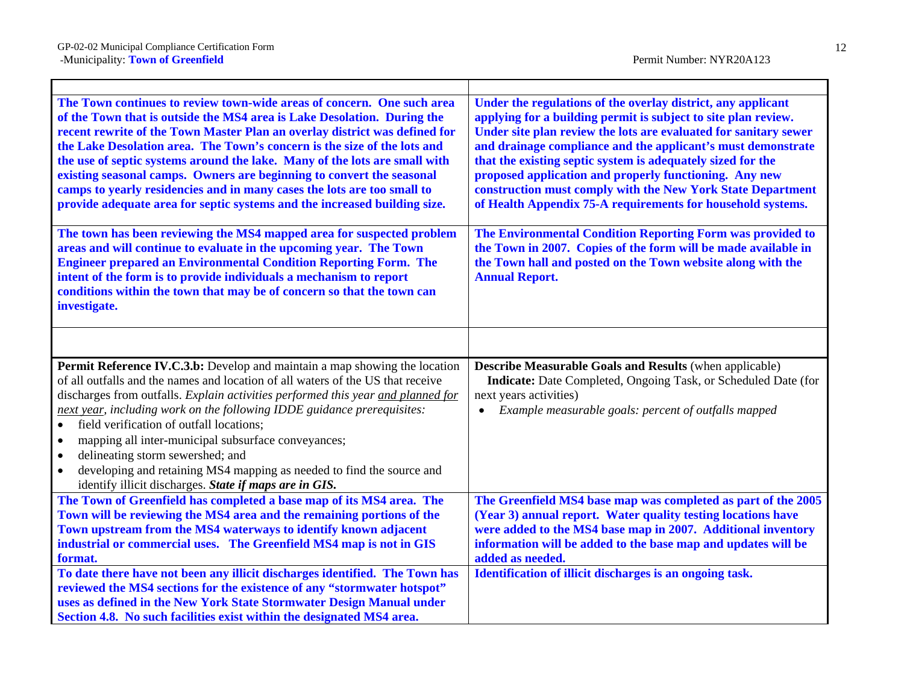| | |
|---|---|
| **The Town continues to review town-wide areas of concern. One such area of the Town that is outside the MS4 area is Lake Desolation. During the recent rewrite of the Town Master Plan an overlay district was defined for the Lake Desolation area. The Town's concern is the size of the lots and the use of septic systems around the lake. Many of the lots are small with existing seasonal camps. Owners are beginning to convert the seasonal camps to yearly residencies and in many cases the lots are too small to provide adequate area for septic systems and the increased building size.** | **Under the regulations of the overlay district, any applicant applying for a building permit is subject to site plan review. Under site plan review the lots are evaluated for sanitary sewer and drainage compliance and the applicant's must demonstrate that the existing septic system is adequately sized for the proposed application and properly functioning. Any new construction must comply with the New York State Department of Health Appendix 75-A requirements for household systems.** |
| **The town has been reviewing the MS4 mapped area for suspected problem areas and will continue to evaluate in the upcoming year. The Town Engineer prepared an Environmental Condition Reporting Form. The intent of the form is to provide individuals a mechanism to report conditions within the town that may be of concern so that the town can investigate.** | **The Environmental Condition Reporting Form was provided to the Town in 2007. Copies of the form will be made available in the Town hall and posted on the Town website along with the Annual Report.** |
| | |
| **Permit Reference IV.C.3.b:** Develop and maintain a map showing the location of all outfalls and the names and location of all waters of the US that receive discharges from outfalls. *Explain activities performed this year <u>and planned for next year</u>, including work on the following IDDE guidance prerequisites:*<br>• field verification of outfall locations;<br>• mapping all inter-municipal subsurface conveyances;<br>• delineating storm sewershed; and<br>• developing and retaining MS4 mapping as needed to find the source and identify illicit discharges. ***State if maps are in GIS.*** | **Describe Measurable Goals and Results** (when applicable)<br>**Indicate:** Date Completed, Ongoing Task, or Scheduled Date (for next years activities)<br>• *Example measurable goals: percent of outfalls mapped* |
| **The Town of Greenfield has completed a base map of its MS4 area. The Town will be reviewing the MS4 area and the remaining portions of the Town upstream from the MS4 waterways to identify known adjacent industrial or commercial uses. The Greenfield MS4 map is not in GIS format.** | **The Greenfield MS4 base map was completed as part of the 2005 (Year 3) annual report. Water quality testing locations have were added to the MS4 base map in 2007. Additional inventory information will be added to the base map and updates will be added as needed.** |
| **To date there have not been any illicit discharges identified. The Town has reviewed the MS4 sections for the existence of any "stormwater hotspot" uses as defined in the New York State Stormwater Design Manual under Section 4.8. No such facilities exist within the designated MS4 area.** | **Identification of illicit discharges is an ongoing task.** |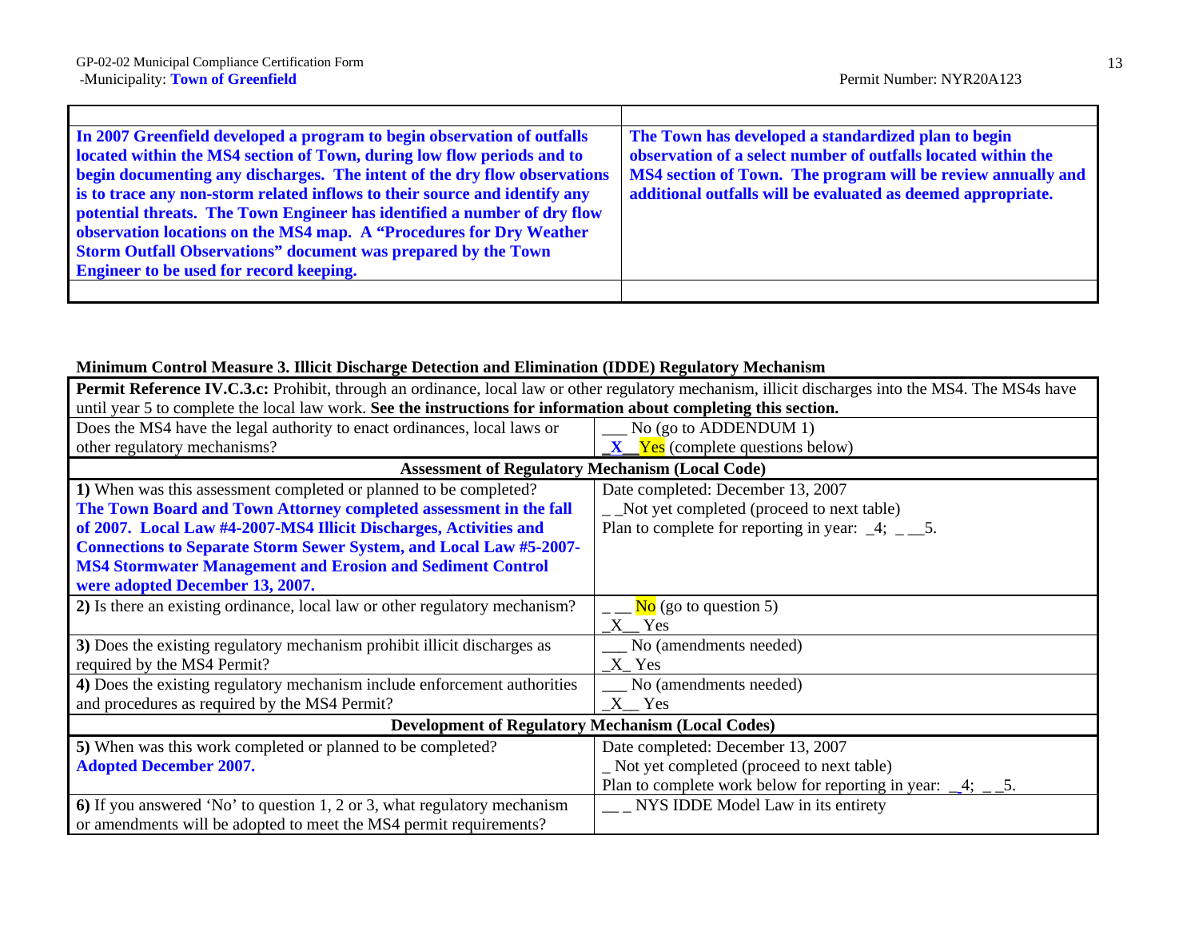| | |
|---|---|
| | |
| **In 2007 Greenfield developed a program to begin observation of outfalls located within the MS4 section of Town, during low flow periods and to begin documenting any discharges. The intent of the dry flow observations is to trace any non-storm related inflows to their source and identify any potential threats. The Town Engineer has identified a number of dry flow observation locations on the MS4 map. A "Procedures for Dry Weather Storm Outfall Observations" document was prepared by the Town Engineer to be used for record keeping.** | **The Town has developed a standardized plan to begin observation of a select number of outfalls located within the MS4 section of Town. The program will be review annually and additional outfalls will be evaluated as deemed appropriate.** |
| | |

**Minimum Control Measure 3. Illicit Discharge Detection and Elimination (IDDE) Regulatory Mechanism**

| **Permit Reference IV.C.3.c:** Prohibit, through an ordinance, local law or other regulatory mechanism, illicit discharges into the MS4. The MS4s have until year 5 to complete the local law work. **See the instructions for information about completing this section.** | |
|---|---|
| Does the MS4 have the legal authority to enact ordinances, local laws or other regulatory mechanisms? | ___ No (go to ADDENDUM 1)<br>_X__Yes (complete questions below) |
| **Assessment of Regulatory Mechanism (Local Code)** | |
| **1)** When was this assessment completed or planned to be completed?<br>**The Town Board and Town Attorney completed assessment in the fall of 2007. Local Law #4-2007-MS4 Illicit Discharges, Activities and Connections to Separate Storm Sewer System, and Local Law #5-2007-MS4 Stormwater Management and Erosion and Sediment Control were adopted December 13, 2007.** | Date completed: December 13, 2007<br>_ _Not yet completed (proceed to next table)<br>Plan to complete for reporting in year: _4; _ __5. |
| **2)** Is there an existing ordinance, local law or other regulatory mechanism? | _ __ No (go to question 5)<br>_X__ Yes |
| **3)** Does the existing regulatory mechanism prohibit illicit discharges as required by the MS4 Permit? | ___ No (amendments needed)<br>_X_ Yes |
| **4)** Does the existing regulatory mechanism include enforcement authorities and procedures as required by the MS4 Permit? | ___ No (amendments needed)<br>_X__ Yes |
| **Development of Regulatory Mechanism (Local Codes)** | |
| **5)** When was this work completed or planned to be completed?<br>**Adopted December 2007.** | Date completed: December 13, 2007<br>_ Not yet completed (proceed to next table)<br>Plan to complete work below for reporting in year: _4; _ _5. |
| **6)** If you answered 'No' to question 1, 2 or 3, what regulatory mechanism or amendments will be adopted to meet the MS4 permit requirements? | __ _ NYS IDDE Model Law in its entirety |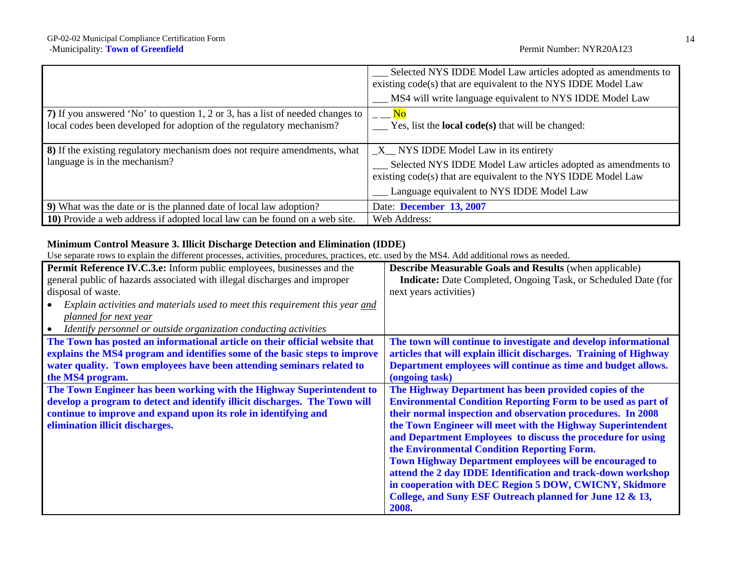| | |
|---|---|
| | ___ Selected NYS IDDE Model Law articles adopted as amendments to existing code(s) that are equivalent to the NYS IDDE Model Law<br>___ MS4 will write language equivalent to NYS IDDE Model Law |
| **7)** If you answered 'No' to question 1, 2 or 3, has a list of needed changes to local codes been developed for adoption of the regulatory mechanism? | _ __ No<br>___ Yes, list the **local code(s)** that will be changed: |
| **8)** If the existing regulatory mechanism does not require amendments, what language is in the mechanism? | _X__ NYS IDDE Model Law in its entirety<br>___ Selected NYS IDDE Model Law articles adopted as amendments to existing code(s) that are equivalent to the NYS IDDE Model Law<br>___ Language equivalent to NYS IDDE Model Law |
| **9)** What was the date or is the planned date of local law adoption? | Date: **December 13, 2007** |
| **10)** Provide a web address if adopted local law can be found on a web site. | Web Address: |

**Minimum Control Measure 3. Illicit Discharge Detection and Elimination (IDDE)**

Use separate rows to explain the different processes, activities, procedures, practices, etc. used by the MS4. Add additional rows as needed.

| **Permit Reference IV.C.3.e:** Inform public employees, businesses and the general public of hazards associated with illegal discharges and improper disposal of waste.<br>• *Explain activities and materials used to meet this requirement this year and planned for next year*<br>• *Identify personnel or outside organization conducting activities* | **Describe Measurable Goals and Results** (when applicable)<br>**Indicate:** Date Completed, Ongoing Task, or Scheduled Date (for next years activities) |
|---|---|
| **The Town has posted an informational article on their official website that explains the MS4 program and identifies some of the basic steps to improve water quality. Town employees have been attending seminars related to the MS4 program.** | **The town will continue to investigate and develop informational articles that will explain illicit discharges. Training of Highway Department employees will continue as time and budget allows. (ongoing task)** |
| **The Town Engineer has been working with the Highway Superintendent to develop a program to detect and identify illicit discharges. The Town will continue to improve and expand upon its role in identifying and elimination illicit discharges.** | **The Highway Department has been provided copies of the Environmental Condition Reporting Form to be used as part of their normal inspection and observation procedures. In 2008 the Town Engineer will meet with the Highway Superintendent and Department Employees to discuss the procedure for using the Environmental Condition Reporting Form.**<br>**Town Highway Department employees will be encouraged to attend the 2 day IDDE Identification and track-down workshop in cooperation with DEC Region 5 DOW, CWICNY, Skidmore College, and Suny ESF Outreach planned for June 12 & 13, 2008.** |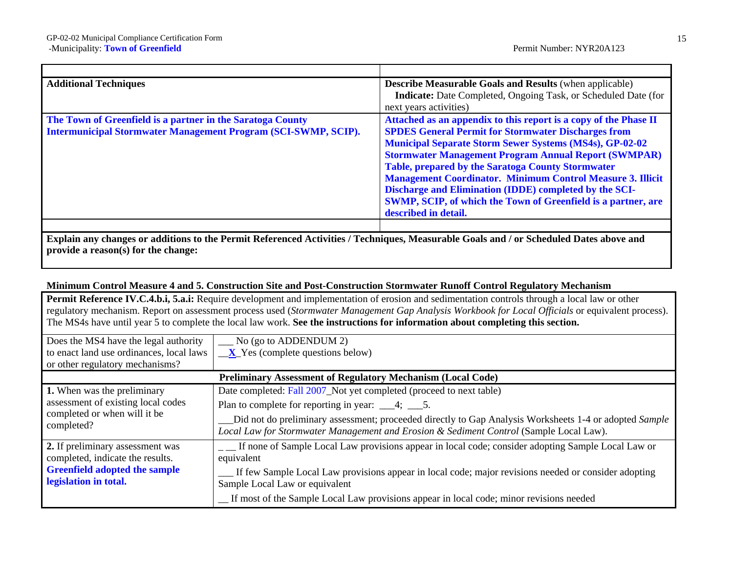| Additional Techniques | **Describe Measurable Goals and Results** (when applicable) **Indicate:** Date Completed, Ongoing Task, or Scheduled Date (for next years activities) |
|---|---|
| **The Town of Greenfield is a partner in the Saratoga County Intermunicipal Stormwater Management Program (SCI-SWMP, SCIP).** | **Attached as an appendix to this report is a copy of the Phase II SPDES General Permit for Stormwater Discharges from Municipal Separate Storm Sewer Systems (MS4s), GP-02-02 Stormwater Management Program Annual Report (SWMPAR) Table, prepared by the Saratoga County Stormwater Management Coordinator. Minimum Control Measure 3. Illicit Discharge and Elimination (IDDE) completed by the SCI-SWMP, SCIP, of which the Town of Greenfield is a partner, are described in detail.** |
| | |

**Explain any changes or additions to the Permit Referenced Activities / Techniques, Measurable Goals and / or Scheduled Dates above and provide a reason(s) for the change:**

### Minimum Control Measure 4 and 5. Construction Site and Post-Construction Stormwater Runoff Control Regulatory Mechanism

**Permit Reference IV.C.4.b.i, 5.a.i:** Require development and implementation of erosion and sedimentation controls through a local law or other regulatory mechanism. Report on assessment process used (*Stormwater Management Gap Analysis Workbook for Local Officials* or equivalent process). The MS4s have until year 5 to complete the local law work. **See the instructions for information about completing this section.**

| Does the MS4 have the legal authority to enact land use ordinances, local laws or other regulatory mechanisms? | ___ No (go to ADDENDUM 2)<br>__**X**_Yes (complete questions below) |
|---|---|
| **Preliminary Assessment of Regulatory Mechanism (Local Code)** | |
| **1.** When was the preliminary assessment of existing local codes completed or when will it be completed? | Date completed: Fall 2007_Not yet completed (proceed to next table)<br>Plan to complete for reporting in year: ___4; ___5.<br>___Did not do preliminary assessment; proceeded directly to Gap Analysis Worksheets 1-4 or adopted *Sample Local Law for Stormwater Management and Erosion & Sediment Control* (Sample Local Law). |
| **2.** If preliminary assessment was completed, indicate the results.<br>**Greenfield adopted the sample legislation in total.** | _ __ If none of Sample Local Law provisions appear in local code; consider adopting Sample Local Law or equivalent<br>___ If few Sample Local Law provisions appear in local code; major revisions needed or consider adopting Sample Local Law or equivalent<br>__ If most of the Sample Local Law provisions appear in local code; minor revisions needed |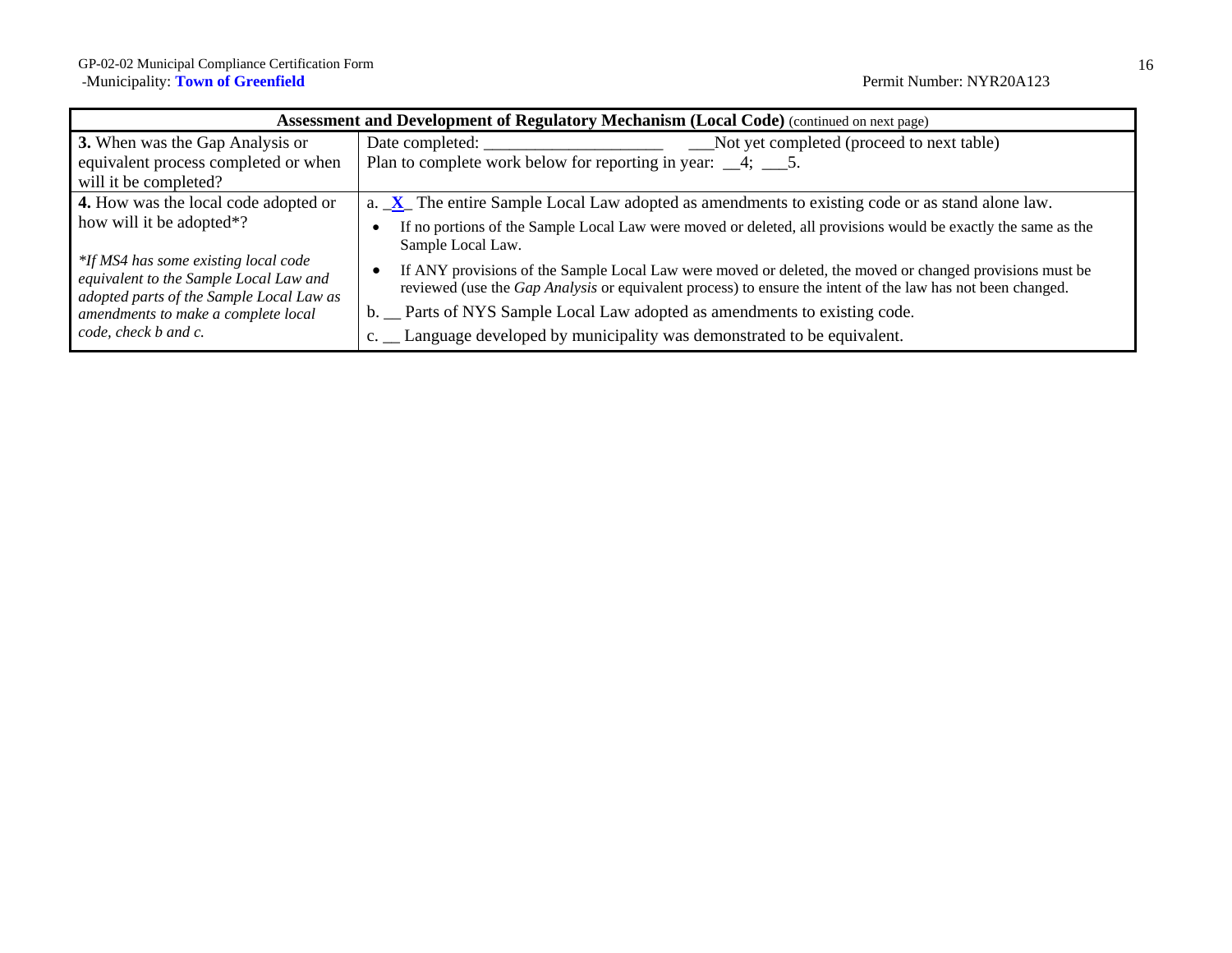GP-02-02 Municipal Compliance Certification Form
-Municipality: **Town of Greenfield** Permit Number: NYR20A123

| **Assessment and Development of Regulatory Mechanism (Local Code)** (continued on next page) | |
|---|---|
| **3.** When was the Gap Analysis or equivalent process completed or when will it be completed? | Date completed: ____________________ ___Not yet completed (proceed to next table)<br>Plan to complete work below for reporting in year: __4; ___5. |
| **4.** How was the local code adopted or how will it be adopted*?<br><br>*\*If MS4 has some existing local code equivalent to the Sample Local Law and adopted parts of the Sample Local Law as amendments to make a complete local code, check b and c.* | a. _**X**_ The entire Sample Local Law adopted as amendments to existing code or as stand alone law.<br>• If no portions of the Sample Local Law were moved or deleted, all provisions would be exactly the same as the Sample Local Law.<br>• If ANY provisions of the Sample Local Law were moved or deleted, the moved or changed provisions must be reviewed (use the *Gap Analysis* or equivalent process) to ensure the intent of the law has not been changed.<br>b. __ Parts of NYS Sample Local Law adopted as amendments to existing code.<br>c. __ Language developed by municipality was demonstrated to be equivalent. |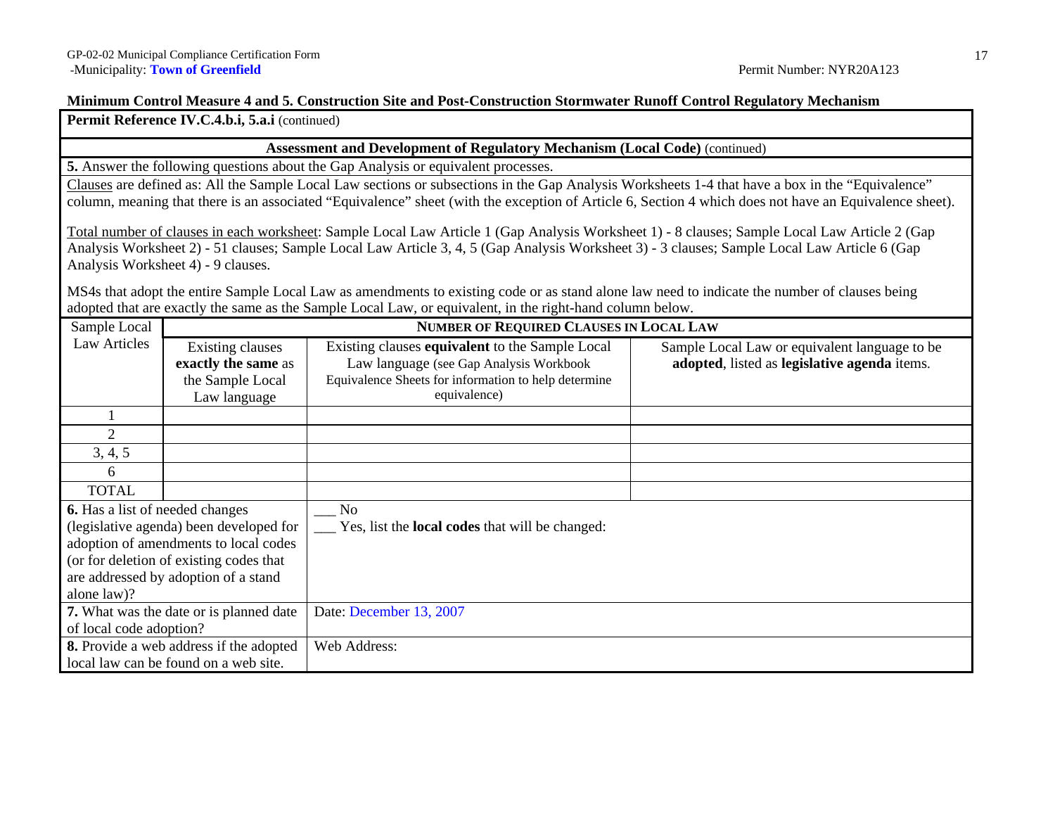GP-02-02 Municipal Compliance Certification Form
-Municipality: **Town of Greenfield** Permit Number: NYR20A123

### Minimum Control Measure 4 and 5. Construction Site and Post-Construction Stormwater Runoff Control Regulatory Mechanism

**Permit Reference IV.C.4.b.i, 5.a.i** (continued)

**Assessment and Development of Regulatory Mechanism (Local Code)** (continued)

**5.** Answer the following questions about the Gap Analysis or equivalent processes.

Clauses are defined as: All the Sample Local Law sections or subsections in the Gap Analysis Worksheets 1-4 that have a box in the "Equivalence" column, meaning that there is an associated "Equivalence" sheet (with the exception of Article 6, Section 4 which does not have an Equivalence sheet).

Total number of clauses in each worksheet: Sample Local Law Article 1 (Gap Analysis Worksheet 1) - 8 clauses; Sample Local Law Article 2 (Gap Analysis Worksheet 2) - 51 clauses; Sample Local Law Article 3, 4, 5 (Gap Analysis Worksheet 3) - 3 clauses; Sample Local Law Article 6 (Gap Analysis Worksheet 4) - 9 clauses.

MS4s that adopt the entire Sample Local Law as amendments to existing code or as stand alone law need to indicate the number of clauses being adopted that are exactly the same as the Sample Local Law, or equivalent, in the right-hand column below.

| Sample Local Law Articles | NUMBER OF REQUIRED CLAUSES IN LOCAL LAW | | |
|---|---|---|---|
| | Existing clauses **exactly the same** as the Sample Local Law language | Existing clauses **equivalent** to the Sample Local Law language (see Gap Analysis Workbook Equivalence Sheets for information to help determine equivalence) | Sample Local Law or equivalent language to be **adopted**, listed as **legislative agenda** items. |
| 1 | | | |
| 2 | | | |
| 3, 4, 5 | | | |
| 6 | | | |
| TOTAL | | | |

| | |
|---|---|
| **6.** Has a list of needed changes (legislative agenda) been developed for adoption of amendments to local codes (or for deletion of existing codes that are addressed by adoption of a stand alone law)? | ___ No<br>___ Yes, list the **local codes** that will be changed: |
| **7.** What was the date or is planned date of local code adoption? | Date: December 13, 2007 |
| **8.** Provide a web address if the adopted local law can be found on a web site. | Web Address: |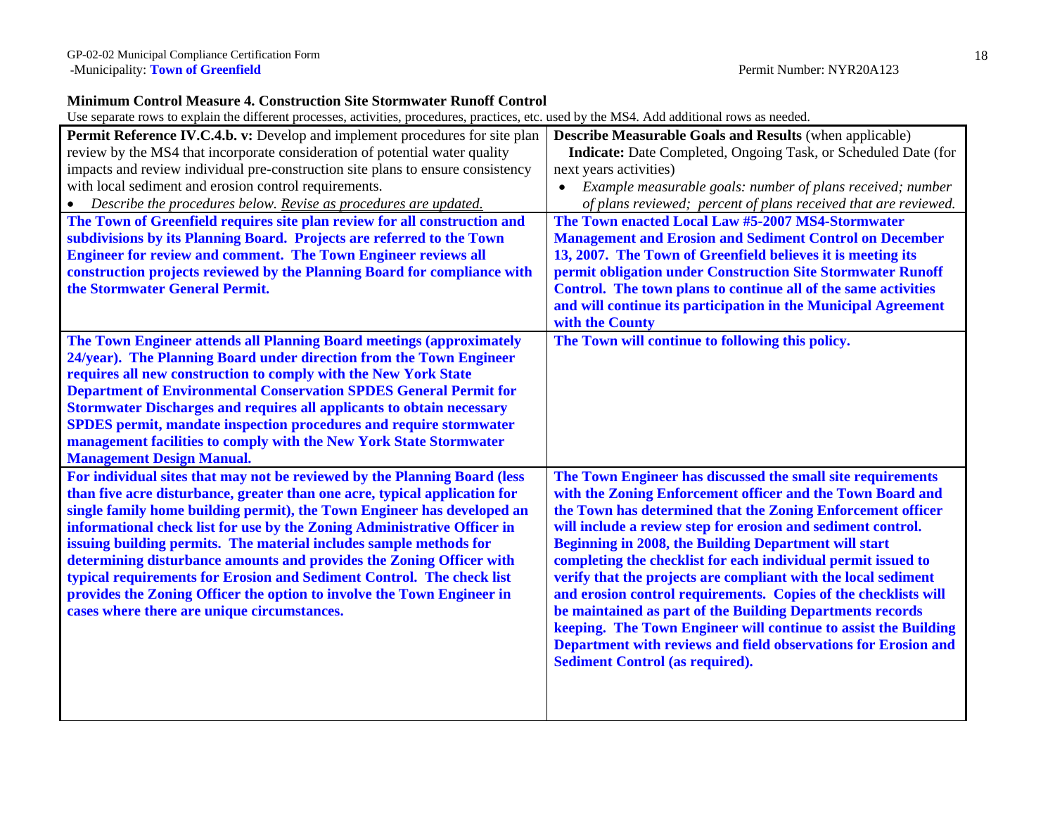GP-02-02 Municipal Compliance Certification Form
-Municipality: **Town of Greenfield** Permit Number: NYR20A123

**Minimum Control Measure 4. Construction Site Stormwater Runoff Control**

Use separate rows to explain the different processes, activities, procedures, practices, etc. used by the MS4. Add additional rows as needed.

| **Permit Reference IV.C.4.b. v:** Develop and implement procedures for site plan review by the MS4 that incorporate consideration of potential water quality impacts and review individual pre-construction site plans to ensure consistency with local sediment and erosion control requirements.<br>• *Describe the procedures below. Revise as procedures are updated.* | **Describe Measurable Goals and Results** (when applicable)<br>**Indicate:** Date Completed, Ongoing Task, or Scheduled Date (for next years activities)<br>• *Example measurable goals: number of plans received; number of plans reviewed; percent of plans received that are reviewed.* |
|---|---|
| **The Town of Greenfield requires site plan review for all construction and subdivisions by its Planning Board. Projects are referred to the Town Engineer for review and comment. The Town Engineer reviews all construction projects reviewed by the Planning Board for compliance with the Stormwater General Permit.** | **The Town enacted Local Law #5-2007 MS4-Stormwater Management and Erosion and Sediment Control on December 13, 2007. The Town of Greenfield believes it is meeting its permit obligation under Construction Site Stormwater Runoff Control. The town plans to continue all of the same activities and will continue its participation in the Municipal Agreement with the County** |
| **The Town Engineer attends all Planning Board meetings (approximately 24/year). The Planning Board under direction from the Town Engineer requires all new construction to comply with the New York State Department of Environmental Conservation SPDES General Permit for Stormwater Discharges and requires all applicants to obtain necessary SPDES permit, mandate inspection procedures and require stormwater management facilities to comply with the New York State Stormwater Management Design Manual.** | **The Town will continue to following this policy.** |
| **For individual sites that may not be reviewed by the Planning Board (less than five acre disturbance, greater than one acre, typical application for single family home building permit), the Town Engineer has developed an informational check list for use by the Zoning Administrative Officer in issuing building permits. The material includes sample methods for determining disturbance amounts and provides the Zoning Officer with typical requirements for Erosion and Sediment Control. The check list provides the Zoning Officer the option to involve the Town Engineer in cases where there are unique circumstances.** | **The Town Engineer has discussed the small site requirements with the Zoning Enforcement officer and the Town Board and the Town has determined that the Zoning Enforcement officer will include a review step for erosion and sediment control. Beginning in 2008, the Building Department will start completing the checklist for each individual permit issued to verify that the projects are compliant with the local sediment and erosion control requirements. Copies of the checklists will be maintained as part of the Building Departments records keeping. The Town Engineer will continue to assist the Building Department with reviews and field observations for Erosion and Sediment Control (as required).** |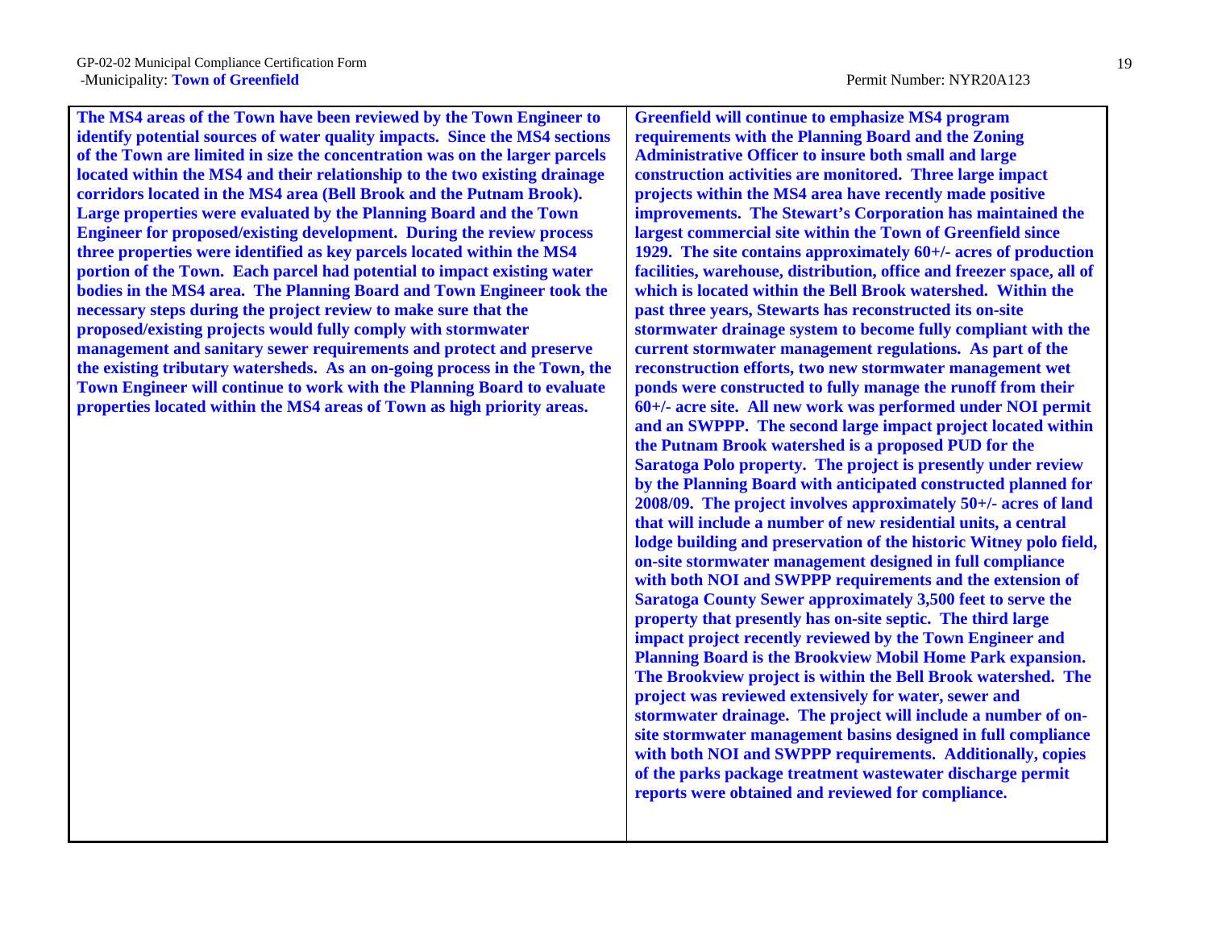| | |
|---|---|
| **The MS4 areas of the Town have been reviewed by the Town Engineer to identify potential sources of water quality impacts. Since the MS4 sections of the Town are limited in size the concentration was on the larger parcels located within the MS4 and their relationship to the two existing drainage corridors located in the MS4 area (Bell Brook and the Putnam Brook). Large properties were evaluated by the Planning Board and the Town Engineer for proposed/existing development. During the review process three properties were identified as key parcels located within the MS4 portion of the Town. Each parcel had potential to impact existing water bodies in the MS4 area. The Planning Board and Town Engineer took the necessary steps during the project review to make sure that the proposed/existing projects would fully comply with stormwater management and sanitary sewer requirements and protect and preserve the existing tributary watersheds. As an on-going process in the Town, the Town Engineer will continue to work with the Planning Board to evaluate properties located within the MS4 areas of Town as high priority areas.** | **Greenfield will continue to emphasize MS4 program requirements with the Planning Board and the Zoning Administrative Officer to insure both small and large construction activities are monitored. Three large impact projects within the MS4 area have recently made positive improvements. The Stewart's Corporation has maintained the largest commercial site within the Town of Greenfield since 1929. The site contains approximately 60+/- acres of production facilities, warehouse, distribution, office and freezer space, all of which is located within the Bell Brook watershed. Within the past three years, Stewarts has reconstructed its on-site stormwater drainage system to become fully compliant with the current stormwater management regulations. As part of the reconstruction efforts, two new stormwater management wet ponds were constructed to fully manage the runoff from their 60+/- acre site. All new work was performed under NOI permit and an SWPPP. The second large impact project located within the Putnam Brook watershed is a proposed PUD for the Saratoga Polo property. The project is presently under review by the Planning Board with anticipated constructed planned for 2008/09. The project involves approximately 50+/- acres of land that will include a number of new residential units, a central lodge building and preservation of the historic Witney polo field, on-site stormwater management designed in full compliance with both NOI and SWPPP requirements and the extension of Saratoga County Sewer approximately 3,500 feet to serve the property that presently has on-site septic. The third large impact project recently reviewed by the Town Engineer and Planning Board is the Brookview Mobil Home Park expansion. The Brookview project is within the Bell Brook watershed. The project was reviewed extensively for water, sewer and stormwater drainage. The project will include a number of on-site stormwater management basins designed in full compliance with both NOI and SWPPP requirements. Additionally, copies of the parks package treatment wastewater discharge permit reports were obtained and reviewed for compliance.** |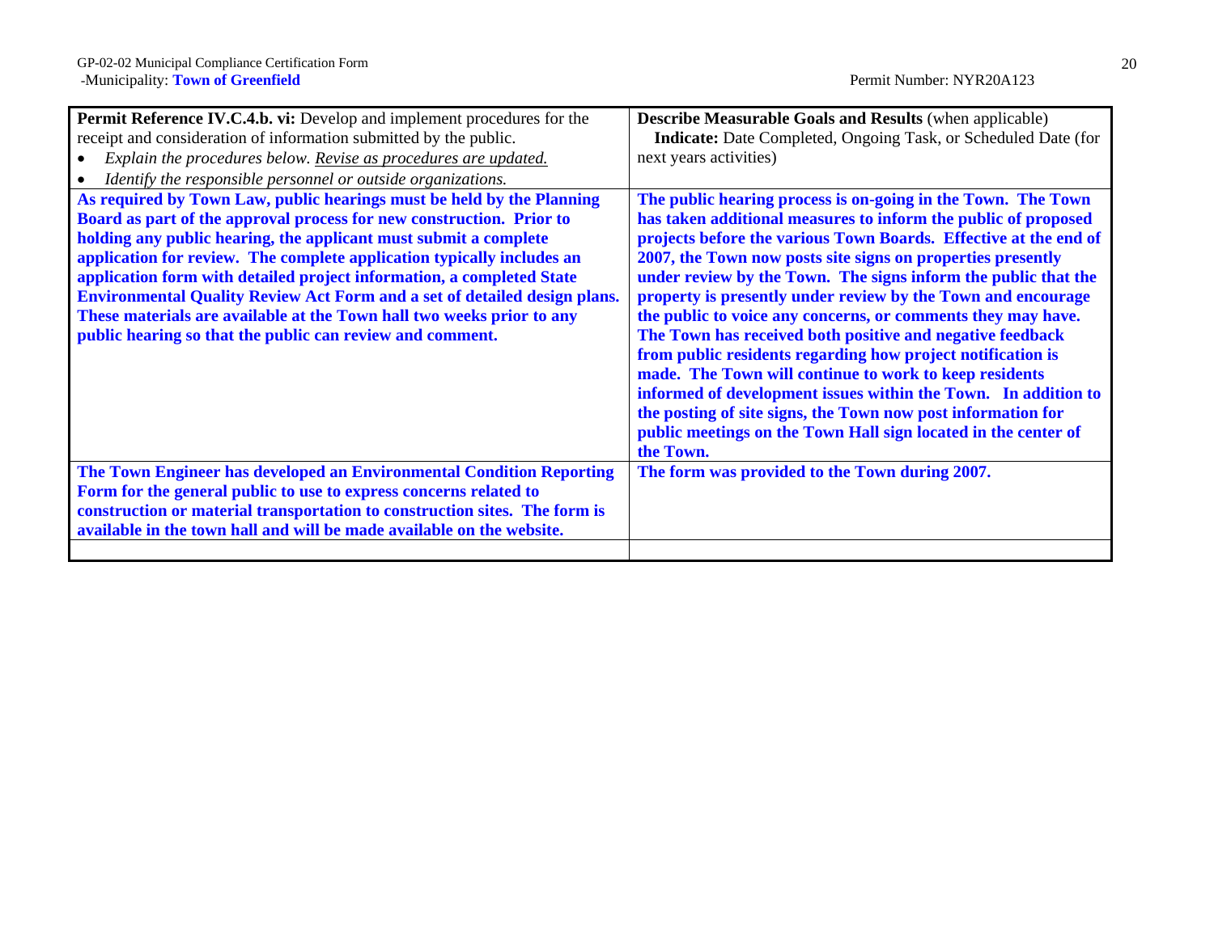| **Permit Reference IV.C.4.b. vi:** Develop and implement procedures for the receipt and consideration of information submitted by the public.<br>• *Explain the procedures below. Revise as procedures are updated.*<br>• *Identify the responsible personnel or outside organizations.* | **Describe Measurable Goals and Results** (when applicable)<br>**Indicate:** Date Completed, Ongoing Task, or Scheduled Date (for next years activities) |
|---|---|
| **As required by Town Law, public hearings must be held by the Planning Board as part of the approval process for new construction. Prior to holding any public hearing, the applicant must submit a complete application for review. The complete application typically includes an application form with detailed project information, a completed State Environmental Quality Review Act Form and a set of detailed design plans. These materials are available at the Town hall two weeks prior to any public hearing so that the public can review and comment.** | **The public hearing process is on-going in the Town. The Town has taken additional measures to inform the public of proposed projects before the various Town Boards. Effective at the end of 2007, the Town now posts site signs on properties presently under review by the Town. The signs inform the public that the property is presently under review by the Town and encourage the public to voice any concerns, or comments they may have. The Town has received both positive and negative feedback from public residents regarding how project notification is made. The Town will continue to work to keep residents informed of development issues within the Town. In addition to the posting of site signs, the Town now post information for public meetings on the Town Hall sign located in the center of the Town.** |
| **The Town Engineer has developed an Environmental Condition Reporting Form for the general public to use to express concerns related to construction or material transportation to construction sites. The form is available in the town hall and will be made available on the website.** | **The form was provided to the Town during 2007.** |
| | |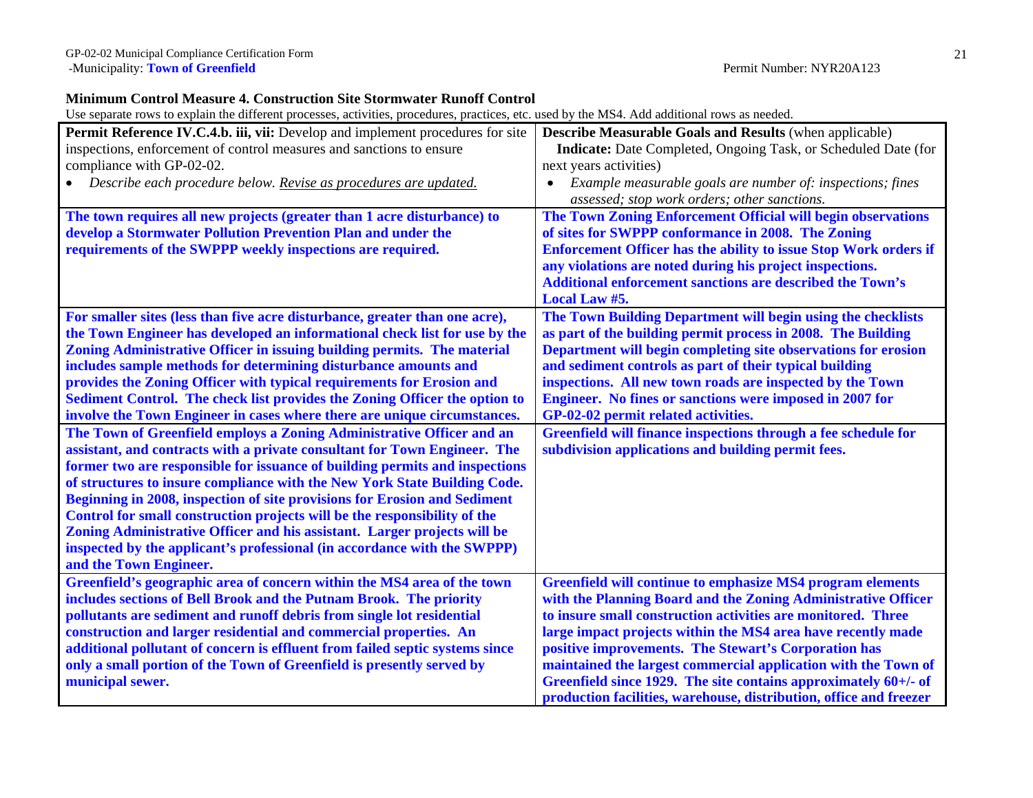GP-02-02 Municipal Compliance Certification Form
-Municipality: **Town of Greenfield** Permit Number: NYR20A123

**Minimum Control Measure 4. Construction Site Stormwater Runoff Control**

Use separate rows to explain the different processes, activities, procedures, practices, etc. used by the MS4. Add additional rows as needed.

| **Permit Reference IV.C.4.b. iii, vii:** Develop and implement procedures for site inspections, enforcement of control measures and sanctions to ensure compliance with GP-02-02.<br>• *Describe each procedure below. Revise as procedures are updated.* | **Describe Measurable Goals and Results** (when applicable)<br>**Indicate:** Date Completed, Ongoing Task, or Scheduled Date (for next years activities)<br>• *Example measurable goals are number of: inspections; fines assessed; stop work orders; other sanctions.* |
|---|---|
| **The town requires all new projects (greater than 1 acre disturbance) to develop a Stormwater Pollution Prevention Plan and under the requirements of the SWPPP weekly inspections are required.** | **The Town Zoning Enforcement Official will begin observations of sites for SWPPP conformance in 2008. The Zoning Enforcement Officer has the ability to issue Stop Work orders if any violations are noted during his project inspections. Additional enforcement sanctions are described the Town's Local Law #5.** |
| **For smaller sites (less than five acre disturbance, greater than one acre), the Town Engineer has developed an informational check list for use by the Zoning Administrative Officer in issuing building permits. The material includes sample methods for determining disturbance amounts and provides the Zoning Officer with typical requirements for Erosion and Sediment Control. The check list provides the Zoning Officer the option to involve the Town Engineer in cases where there are unique circumstances.** | **The Town Building Department will begin using the checklists as part of the building permit process in 2008. The Building Department will begin completing site observations for erosion and sediment controls as part of their typical building inspections. All new town roads are inspected by the Town Engineer. No fines or sanctions were imposed in 2007 for GP-02-02 permit related activities.** |
| **The Town of Greenfield employs a Zoning Administrative Officer and an assistant, and contracts with a private consultant for Town Engineer. The former two are responsible for issuance of building permits and inspections of structures to insure compliance with the New York State Building Code. Beginning in 2008, inspection of site provisions for Erosion and Sediment Control for small construction projects will be the responsibility of the Zoning Administrative Officer and his assistant. Larger projects will be inspected by the applicant's professional (in accordance with the SWPPP) and the Town Engineer.** | **Greenfield will finance inspections through a fee schedule for subdivision applications and building permit fees.** |
| **Greenfield's geographic area of concern within the MS4 area of the town includes sections of Bell Brook and the Putnam Brook. The priority pollutants are sediment and runoff debris from single lot residential construction and larger residential and commercial properties. An additional pollutant of concern is effluent from failed septic systems since only a small portion of the Town of Greenfield is presently served by municipal sewer.** | **Greenfield will continue to emphasize MS4 program elements with the Planning Board and the Zoning Administrative Officer to insure small construction activities are monitored. Three large impact projects within the MS4 area have recently made positive improvements. The Stewart's Corporation has maintained the largest commercial application with the Town of Greenfield since 1929. The site contains approximately 60+/- of production facilities, warehouse, distribution, office and freezer** |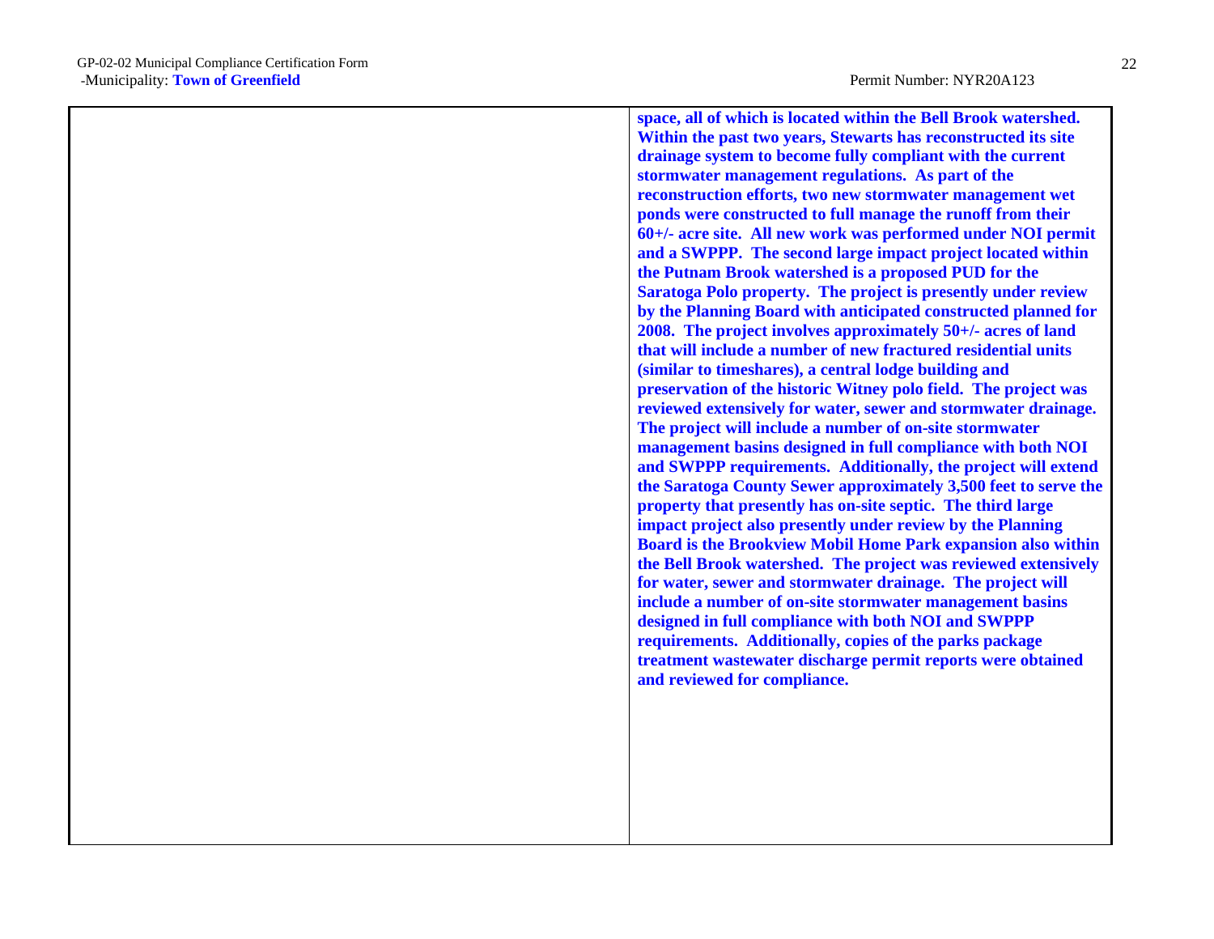| | |
|---|---|
| | **space, all of which is located within the Bell Brook watershed. Within the past two years, Stewarts has reconstructed its site drainage system to become fully compliant with the current stormwater management regulations. As part of the reconstruction efforts, two new stormwater management wet ponds were constructed to full manage the runoff from their 60+/- acre site. All new work was performed under NOI permit and a SWPPP. The second large impact project located within the Putnam Brook watershed is a proposed PUD for the Saratoga Polo property. The project is presently under review by the Planning Board with anticipated constructed planned for 2008. The project involves approximately 50+/- acres of land that will include a number of new fractured residential units (similar to timeshares), a central lodge building and preservation of the historic Witney polo field. The project was reviewed extensively for water, sewer and stormwater drainage. The project will include a number of on-site stormwater management basins designed in full compliance with both NOI and SWPPP requirements. Additionally, the project will extend the Saratoga County Sewer approximately 3,500 feet to serve the property that presently has on-site septic. The third large impact project also presently under review by the Planning Board is the Brookview Mobil Home Park expansion also within the Bell Brook watershed. The project was reviewed extensively for water, sewer and stormwater drainage. The project will include a number of on-site stormwater management basins designed in full compliance with both NOI and SWPPP requirements. Additionally, copies of the parks package treatment wastewater discharge permit reports were obtained and reviewed for compliance.** |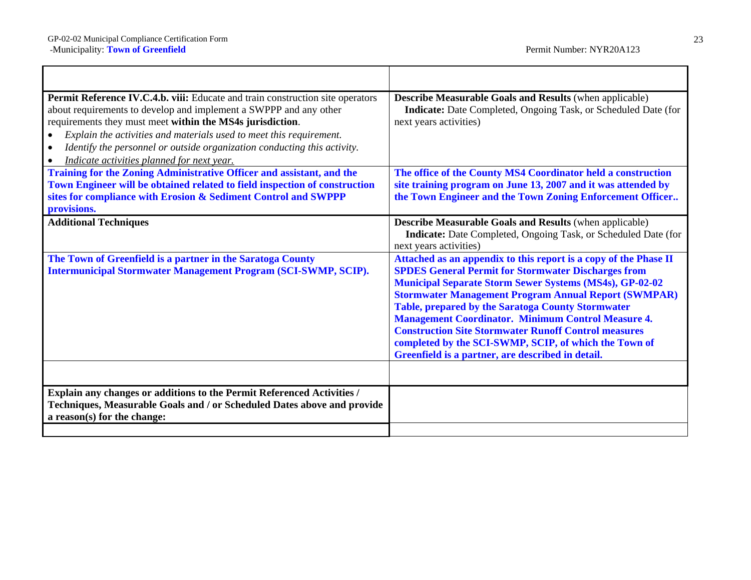| | |
|---|---|
| **Permit Reference IV.C.4.b. viii:** Educate and train construction site operators about requirements to develop and implement a SWPPP and any other requirements they must meet **within the MS4s jurisdiction**.<br>• *Explain the activities and materials used to meet this requirement.*<br>• *Identify the personnel or outside organization conducting this activity.*<br>• *Indicate activities planned for next year.* | **Describe Measurable Goals and Results** (when applicable)<br>**Indicate:** Date Completed, Ongoing Task, or Scheduled Date (for next years activities) |
| **Training for the Zoning Administrative Officer and assistant, and the Town Engineer will be obtained related to field inspection of construction sites for compliance with Erosion & Sediment Control and SWPPP provisions.** | **The office of the County MS4 Coordinator held a construction site training program on June 13, 2007 and it was attended by the Town Engineer and the Town Zoning Enforcement Officer..** |
| **Additional Techniques** | **Describe Measurable Goals and Results** (when applicable)<br>**Indicate:** Date Completed, Ongoing Task, or Scheduled Date (for next years activities) |
| **The Town of Greenfield is a partner in the Saratoga County Intermunicipal Stormwater Management Program (SCI-SWMP, SCIP).** | **Attached as an appendix to this report is a copy of the Phase II SPDES General Permit for Stormwater Discharges from Municipal Separate Storm Sewer Systems (MS4s), GP-02-02 Stormwater Management Program Annual Report (SWMPAR) Table, prepared by the Saratoga County Stormwater Management Coordinator. Minimum Control Measure 4. Construction Site Stormwater Runoff Control measures completed by the SCI-SWMP, SCIP, of which the Town of Greenfield is a partner, are described in detail.** |
| | |
| **Explain any changes or additions to the Permit Referenced Activities / Techniques, Measurable Goals and / or Scheduled Dates above and provide a reason(s) for the change:** | |
| | |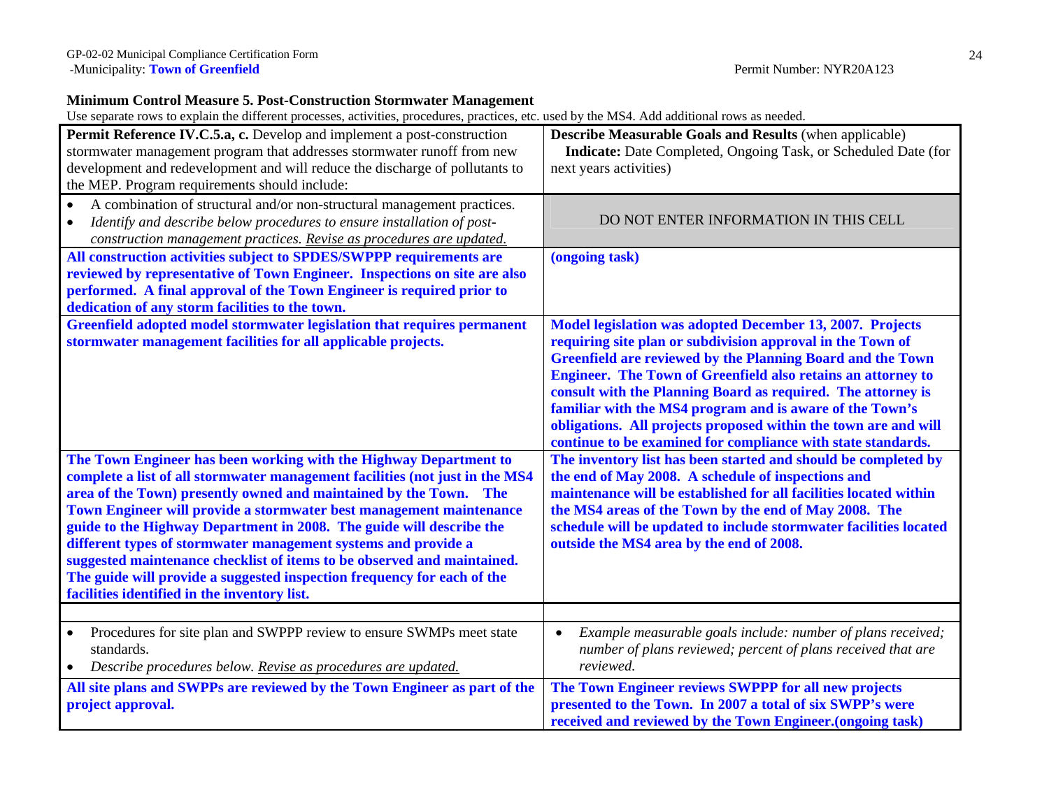GP-02-02 Municipal Compliance Certification Form
-Municipality: **Town of Greenfield** Permit Number: NYR20A123

### Minimum Control Measure 5. Post-Construction Stormwater Management

Use separate rows to explain the different processes, activities, procedures, practices, etc. used by the MS4. Add additional rows as needed.

| **Permit Reference IV.C.5.a, c.** Develop and implement a post-construction stormwater management program that addresses stormwater runoff from new development and redevelopment and will reduce the discharge of pollutants to the MEP. Program requirements should include: | **Describe Measurable Goals and Results** (when applicable) **Indicate:** Date Completed, Ongoing Task, or Scheduled Date (for next years activities) |
|---|---|
| • A combination of structural and/or non-structural management practices.<br>• *Identify and describe below procedures to ensure installation of post-construction management practices. Revise as procedures are updated.* | DO NOT ENTER INFORMATION IN THIS CELL |
| **All construction activities subject to SPDES/SWPPP requirements are reviewed by representative of Town Engineer. Inspections on site are also performed. A final approval of the Town Engineer is required prior to dedication of any storm facilities to the town.** | **(ongoing task)** |
| **Greenfield adopted model stormwater legislation that requires permanent stormwater management facilities for all applicable projects.** | **Model legislation was adopted December 13, 2007. Projects requiring site plan or subdivision approval in the Town of Greenfield are reviewed by the Planning Board and the Town Engineer. The Town of Greenfield also retains an attorney to consult with the Planning Board as required. The attorney is familiar with the MS4 program and is aware of the Town's obligations. All projects proposed within the town are and will continue to be examined for compliance with state standards.** |
| **The Town Engineer has been working with the Highway Department to complete a list of all stormwater management facilities (not just in the MS4 area of the Town) presently owned and maintained by the Town. The Town Engineer will provide a stormwater best management maintenance guide to the Highway Department in 2008. The guide will describe the different types of stormwater management systems and provide a suggested maintenance checklist of items to be observed and maintained. The guide will provide a suggested inspection frequency for each of the facilities identified in the inventory list.** | **The inventory list has been started and should be completed by the end of May 2008. A schedule of inspections and maintenance will be established for all facilities located within the MS4 areas of the Town by the end of May 2008. The schedule will be updated to include stormwater facilities located outside the MS4 area by the end of 2008.** |
| | |
| • Procedures for site plan and SWPPP review to ensure SWMPs meet state standards.<br>• *Describe procedures below. Revise as procedures are updated.* | • *Example measurable goals include: number of plans received; number of plans reviewed; percent of plans received that are reviewed.* |
| **All site plans and SWPPs are reviewed by the Town Engineer as part of the project approval.** | **The Town Engineer reviews SWPPP for all new projects presented to the Town. In 2007 a total of six SWPP's were received and reviewed by the Town Engineer.(ongoing task)** |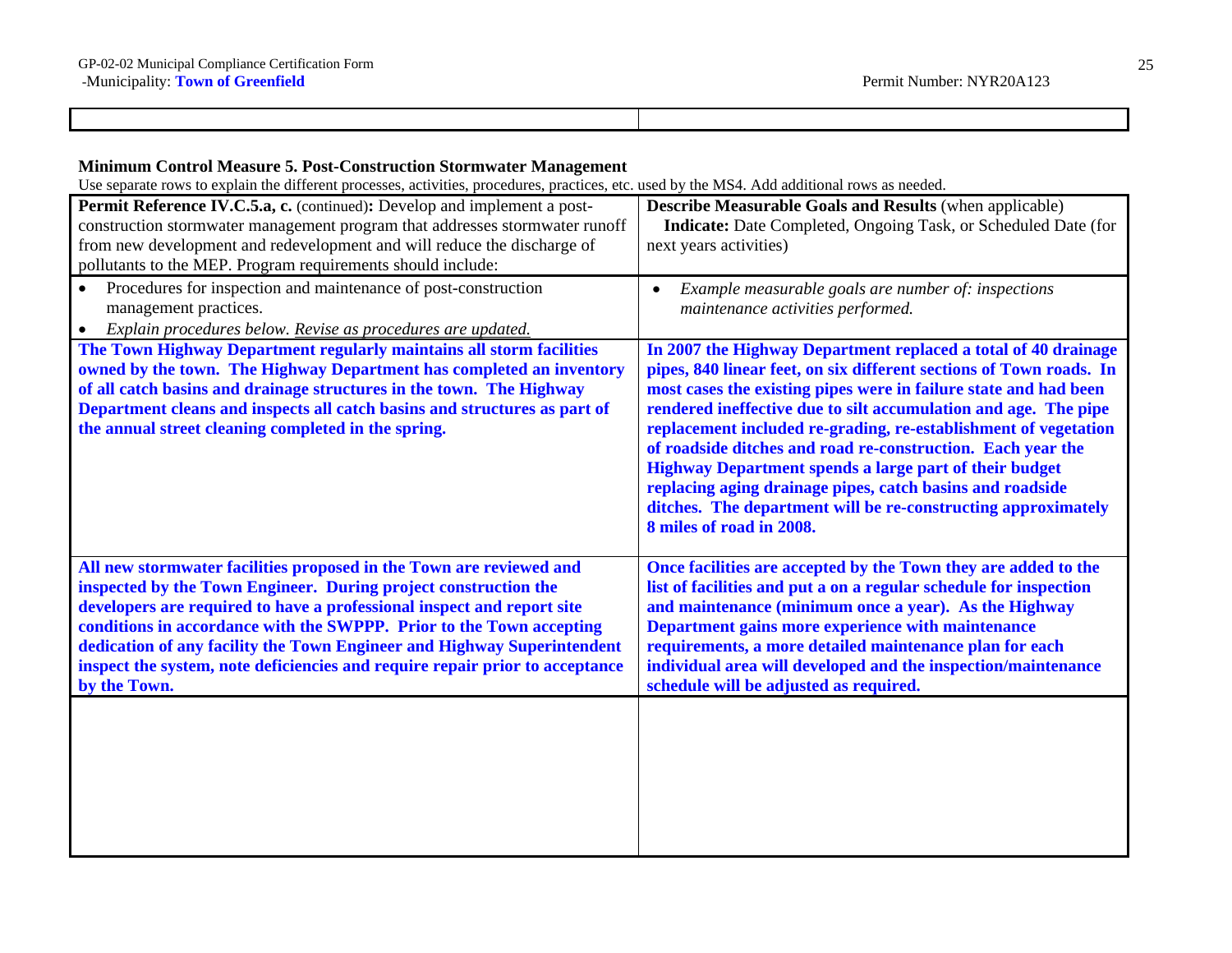| | |
|---|---|
| | |

**Minimum Control Measure 5. Post-Construction Stormwater Management**

Use separate rows to explain the different processes, activities, procedures, practices, etc. used by the MS4. Add additional rows as needed.

| **Permit Reference IV.C.5.a, c.** (continued)**:** Develop and implement a post-construction stormwater management program that addresses stormwater runoff from new development and redevelopment and will reduce the discharge of pollutants to the MEP. Program requirements should include: | **Describe Measurable Goals and Results** (when applicable) **Indicate:** Date Completed, Ongoing Task, or Scheduled Date (for next years activities) |
|---|---|
| • Procedures for inspection and maintenance of post-construction management practices.<br>• *Explain procedures below. Revise as procedures are updated.* | • *Example measurable goals are number of: inspections maintenance activities performed.* |
| **The Town Highway Department regularly maintains all storm facilities owned by the town. The Highway Department has completed an inventory of all catch basins and drainage structures in the town. The Highway Department cleans and inspects all catch basins and structures as part of the annual street cleaning completed in the spring.** | **In 2007 the Highway Department replaced a total of 40 drainage pipes, 840 linear feet, on six different sections of Town roads. In most cases the existing pipes were in failure state and had been rendered ineffective due to silt accumulation and age. The pipe replacement included re-grading, re-establishment of vegetation of roadside ditches and road re-construction. Each year the Highway Department spends a large part of their budget replacing aging drainage pipes, catch basins and roadside ditches. The department will be re-constructing approximately 8 miles of road in 2008.** |
| **All new stormwater facilities proposed in the Town are reviewed and inspected by the Town Engineer. During project construction the developers are required to have a professional inspect and report site conditions in accordance with the SWPPP. Prior to the Town accepting dedication of any facility the Town Engineer and Highway Superintendent inspect the system, note deficiencies and require repair prior to acceptance by the Town.** | **Once facilities are accepted by the Town they are added to the list of facilities and put a on a regular schedule for inspection and maintenance (minimum once a year). As the Highway Department gains more experience with maintenance requirements, a more detailed maintenance plan for each individual area will developed and the inspection/maintenance schedule will be adjusted as required.** |
| | |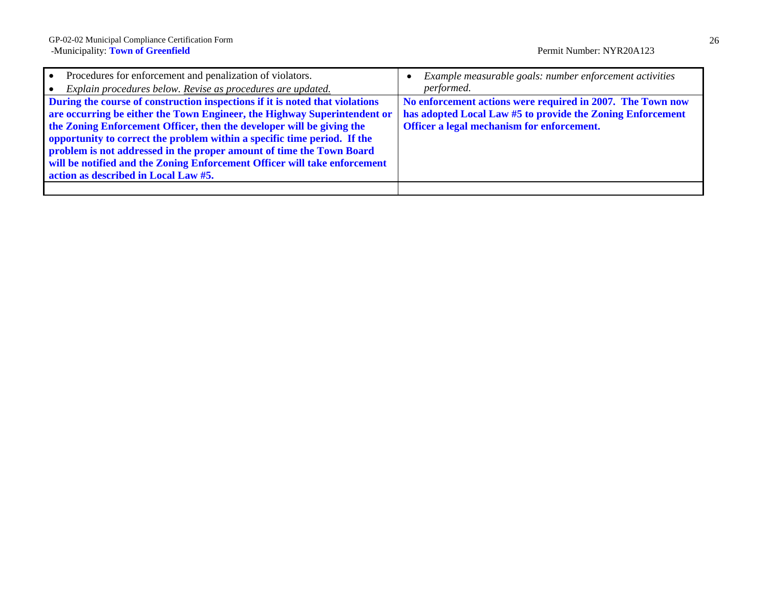| • Procedures for enforcement and penalization of violators.<br>• *Explain procedures below. Revise as procedures are updated.* | • *Example measurable goals: number enforcement activities performed.* |
|---|---|
| **During the course of construction inspections if it is noted that violations are occurring be either the Town Engineer, the Highway Superintendent or the Zoning Enforcement Officer, then the developer will be giving the opportunity to correct the problem within a specific time period. If the problem is not addressed in the proper amount of time the Town Board will be notified and the Zoning Enforcement Officer will take enforcement action as described in Local Law #5.** | **No enforcement actions were required in 2007. The Town now has adopted Local Law #5 to provide the Zoning Enforcement Officer a legal mechanism for enforcement.** |
| | |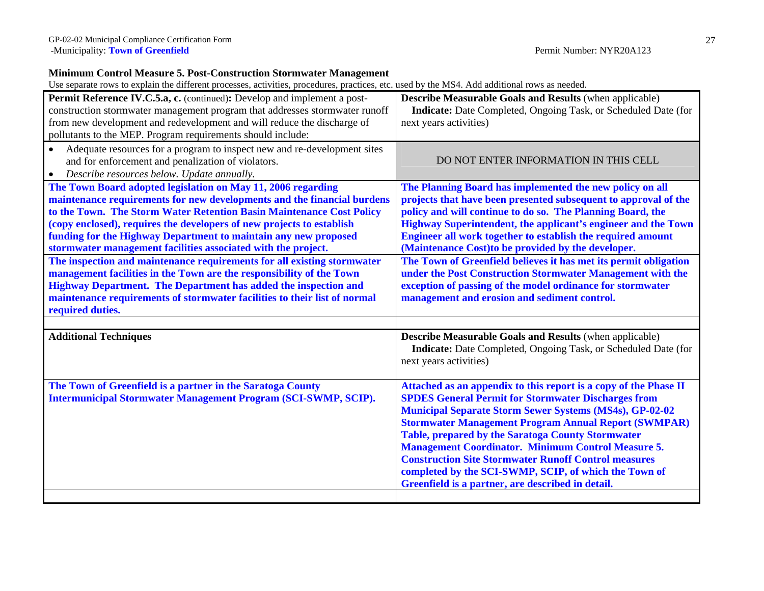GP-02-02 Municipal Compliance Certification Form
-Municipality: **Town of Greenfield** Permit Number: NYR20A123

**Minimum Control Measure 5. Post-Construction Stormwater Management**

Use separate rows to explain the different processes, activities, procedures, practices, etc. used by the MS4. Add additional rows as needed.

| **Permit Reference IV.C.5.a, c.** (continued)**:** Develop and implement a post-construction stormwater management program that addresses stormwater runoff from new development and redevelopment and will reduce the discharge of pollutants to the MEP. Program requirements should include: | **Describe Measurable Goals and Results** (when applicable) **Indicate:** Date Completed, Ongoing Task, or Scheduled Date (for next years activities) |
|---|---|
| • Adequate resources for a program to inspect new and re-development sites and for enforcement and penalization of violators. • *Describe resources below. Update annually.* | DO NOT ENTER INFORMATION IN THIS CELL |
| **The Town Board adopted legislation on May 11, 2006 regarding maintenance requirements for new developments and the financial burdens to the Town. The Storm Water Retention Basin Maintenance Cost Policy (copy enclosed), requires the developers of new projects to establish funding for the Highway Department to maintain any new proposed stormwater management facilities associated with the project.** | **The Planning Board has implemented the new policy on all projects that have been presented subsequent to approval of the policy and will continue to do so. The Planning Board, the Highway Superintendent, the applicant's engineer and the Town Engineer all work together to establish the required amount (Maintenance Cost)to be provided by the developer.** |
| **The inspection and maintenance requirements for all existing stormwater management facilities in the Town are the responsibility of the Town Highway Department. The Department has added the inspection and maintenance requirements of stormwater facilities to their list of normal required duties.** | **The Town of Greenfield believes it has met its permit obligation under the Post Construction Stormwater Management with the exception of passing of the model ordinance for stormwater management and erosion and sediment control.** |
| | |

| **Additional Techniques** | **Describe Measurable Goals and Results** (when applicable) **Indicate:** Date Completed, Ongoing Task, or Scheduled Date (for next years activities) |
|---|---|
| **The Town of Greenfield is a partner in the Saratoga County Intermunicipal Stormwater Management Program (SCI-SWMP, SCIP).** | **Attached as an appendix to this report is a copy of the Phase II SPDES General Permit for Stormwater Discharges from Municipal Separate Storm Sewer Systems (MS4s), GP-02-02 Stormwater Management Program Annual Report (SWMPAR) Table, prepared by the Saratoga County Stormwater Management Coordinator. Minimum Control Measure 5. Construction Site Stormwater Runoff Control measures completed by the SCI-SWMP, SCIP, of which the Town of Greenfield is a partner, are described in detail.** |
| | |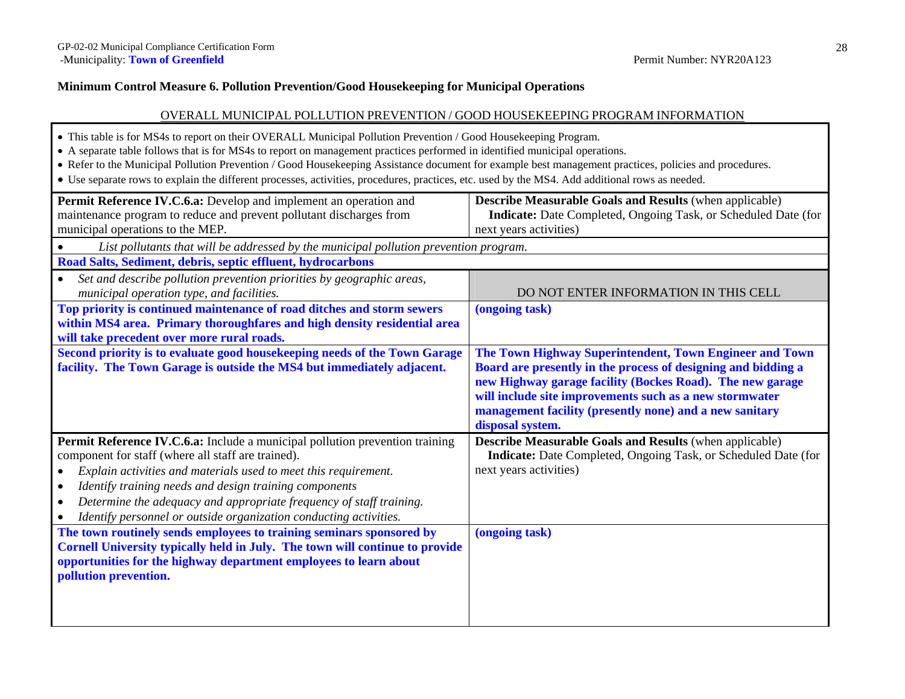GP-02-02 Municipal Compliance Certification Form
-Municipality: **Town of Greenfield**

Permit Number: NYR20A123

## Minimum Control Measure 6. Pollution Prevention/Good Housekeeping for Municipal Operations

OVERALL MUNICIPAL POLLUTION PREVENTION / GOOD HOUSEKEEPING PROGRAM INFORMATION

- This table is for MS4s to report on their OVERALL Municipal Pollution Prevention / Good Housekeeping Program.
- A separate table follows that is for MS4s to report on management practices performed in identified municipal operations.
- Refer to the Municipal Pollution Prevention / Good Housekeeping Assistance document for example best management practices, policies and procedures.
- Use separate rows to explain the different processes, activities, procedures, practices, etc. used by the MS4. Add additional rows as needed.

| **Permit Reference IV.C.6.a:** Develop and implement an operation and maintenance program to reduce and prevent pollutant discharges from municipal operations to the MEP. | **Describe Measurable Goals and Results** (when applicable) **Indicate:** Date Completed, Ongoing Task, or Scheduled Date (for next years activities) |
|---|---|
| • *List pollutants that will be addressed by the municipal pollution prevention program.* | |
| **Road Salts, Sediment, debris, septic effluent, hydrocarbons** | |
| • *Set and describe pollution prevention priorities by geographic areas, municipal operation type, and facilities.* | DO NOT ENTER INFORMATION IN THIS CELL |
| **Top priority is continued maintenance of road ditches and storm sewers within MS4 area. Primary thoroughfares and high density residential area will take precedent over more rural roads.** | **(ongoing task)** |
| **Second priority is to evaluate good housekeeping needs of the Town Garage facility. The Town Garage is outside the MS4 but immediately adjacent.** | **The Town Highway Superintendent, Town Engineer and Town Board are presently in the process of designing and bidding a new Highway garage facility (Bockes Road). The new garage will include site improvements such as a new stormwater management facility (presently none) and a new sanitary disposal system.** |
| **Permit Reference IV.C.6.a:** Include a municipal pollution prevention training component for staff (where all staff are trained).<br>• *Explain activities and materials used to meet this requirement.*<br>• *Identify training needs and design training components*<br>• *Determine the adequacy and appropriate frequency of staff training.*<br>• *Identify personnel or outside organization conducting activities.* | **Describe Measurable Goals and Results** (when applicable) **Indicate:** Date Completed, Ongoing Task, or Scheduled Date (for next years activities) |
| **The town routinely sends employees to training seminars sponsored by Cornell University typically held in July. The town will continue to provide opportunities for the highway department employees to learn about pollution prevention.** | **(ongoing task)** |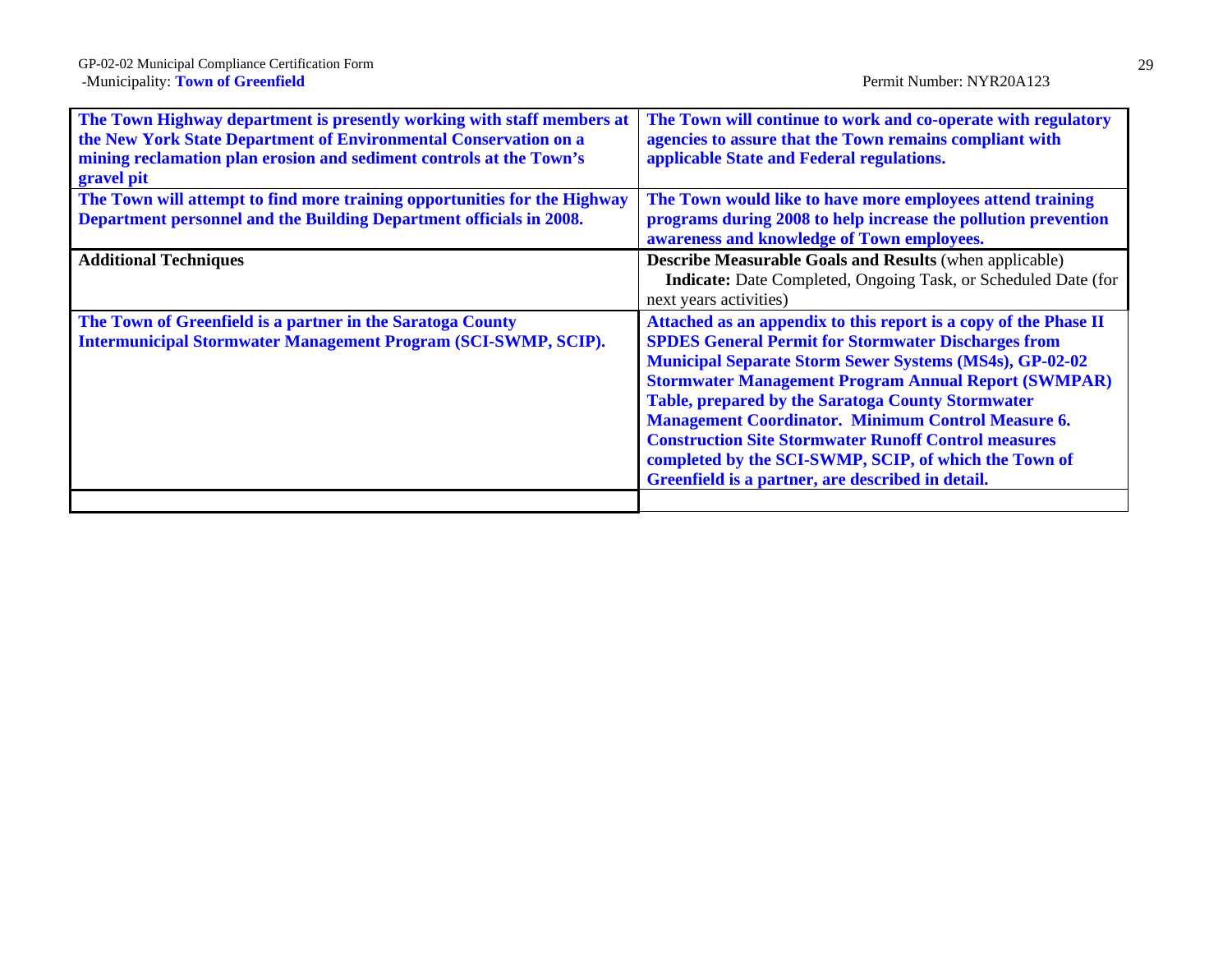| | |
|---|---|
| **The Town Highway department is presently working with staff members at the New York State Department of Environmental Conservation on a mining reclamation plan erosion and sediment controls at the Town's gravel pit** | **The Town will continue to work and co-operate with regulatory agencies to assure that the Town remains compliant with applicable State and Federal regulations.** |
| **The Town will attempt to find more training opportunities for the Highway Department personnel and the Building Department officials in 2008.** | **The Town would like to have more employees attend training programs during 2008 to help increase the pollution prevention awareness and knowledge of Town employees.** |
| **Additional Techniques** | **Describe Measurable Goals and Results** (when applicable) **Indicate:** Date Completed, Ongoing Task, or Scheduled Date (for next years activities) |
| **The Town of Greenfield is a partner in the Saratoga County Intermunicipal Stormwater Management Program (SCI-SWMP, SCIP).** | **Attached as an appendix to this report is a copy of the Phase II SPDES General Permit for Stormwater Discharges from Municipal Separate Storm Sewer Systems (MS4s), GP-02-02 Stormwater Management Program Annual Report (SWMPAR) Table, prepared by the Saratoga County Stormwater Management Coordinator. Minimum Control Measure 6. Construction Site Stormwater Runoff Control measures completed by the SCI-SWMP, SCIP, of which the Town of Greenfield is a partner, are described in detail.** |
| | |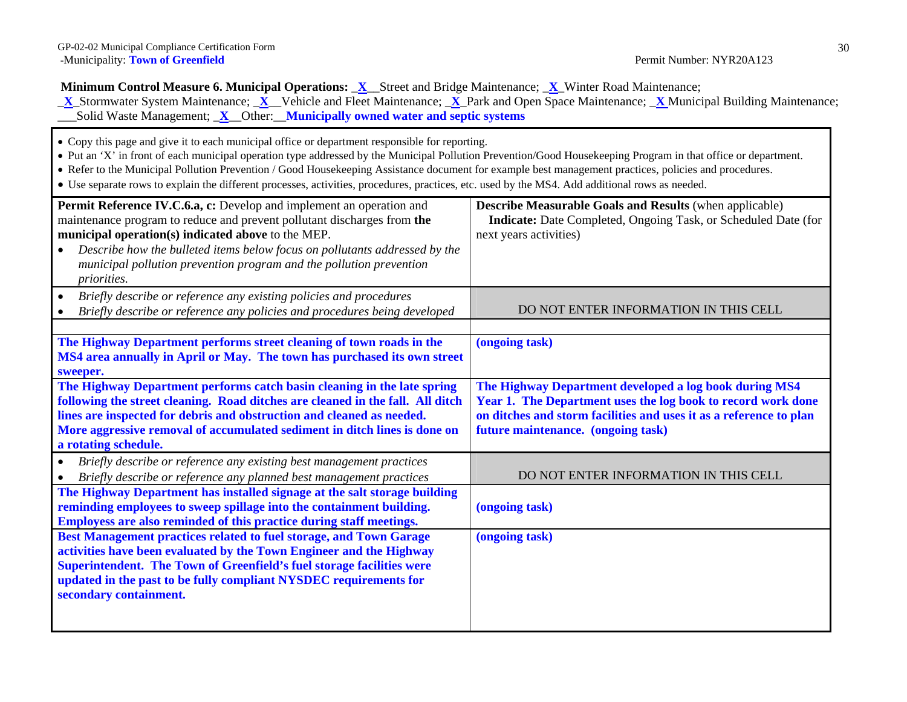GP-02-02 Municipal Compliance Certification Form
-Municipality: **Town of Greenfield**

Permit Number: NYR20A123

**Minimum Control Measure 6. Municipal Operations:** _**X**__Street and Bridge Maintenance; _**X**_Winter Road Maintenance; _**X**_Stormwater System Maintenance; _**X**__Vehicle and Fleet Maintenance; _**X**_Park and Open Space Maintenance; _**X** Municipal Building Maintenance; ___Solid Waste Management; _**X**__Other:__**Municipally owned water and septic systems**

- Copy this page and give it to each municipal office or department responsible for reporting.
- Put an 'X' in front of each municipal operation type addressed by the Municipal Pollution Prevention/Good Housekeeping Program in that office or department.
- Refer to the Municipal Pollution Prevention / Good Housekeeping Assistance document for example best management practices, policies and procedures.
- Use separate rows to explain the different processes, activities, procedures, practices, etc. used by the MS4. Add additional rows as needed.

| **Permit Reference IV.C.6.a, c:** Develop and implement an operation and maintenance program to reduce and prevent pollutant discharges from **the municipal operation(s) indicated above** to the MEP. • *Describe how the bulleted items below focus on pollutants addressed by the municipal pollution prevention program and the pollution prevention priorities.* | **Describe Measurable Goals and Results** (when applicable) **Indicate:** Date Completed, Ongoing Task, or Scheduled Date (for next years activities) |
|---|---|
| • *Briefly describe or reference any existing policies and procedures* • *Briefly describe or reference any policies and procedures being developed* | DO NOT ENTER INFORMATION IN THIS CELL |
| | |
| **The Highway Department performs street cleaning of town roads in the MS4 area annually in April or May. The town has purchased its own street sweeper.** | **(ongoing task)** |
| **The Highway Department performs catch basin cleaning in the late spring following the street cleaning. Road ditches are cleaned in the fall. All ditch lines are inspected for debris and obstruction and cleaned as needed. More aggressive removal of accumulated sediment in ditch lines is done on a rotating schedule.** | **The Highway Department developed a log book during MS4 Year 1. The Department uses the log book to record work done on ditches and storm facilities and uses it as a reference to plan future maintenance. (ongoing task)** |
| • *Briefly describe or reference any existing best management practices* • *Briefly describe or reference any planned best management practices* | DO NOT ENTER INFORMATION IN THIS CELL |
| **The Highway Department has installed signage at the salt storage building reminding employees to sweep spillage into the containment building. Employess are also reminded of this practice during staff meetings.** | **(ongoing task)** |
| **Best Management practices related to fuel storage, and Town Garage activities have been evaluated by the Town Engineer and the Highway Superintendent. The Town of Greenfield's fuel storage facilities were updated in the past to be fully compliant NYSDEC requirements for secondary containment.** | **(ongoing task)** |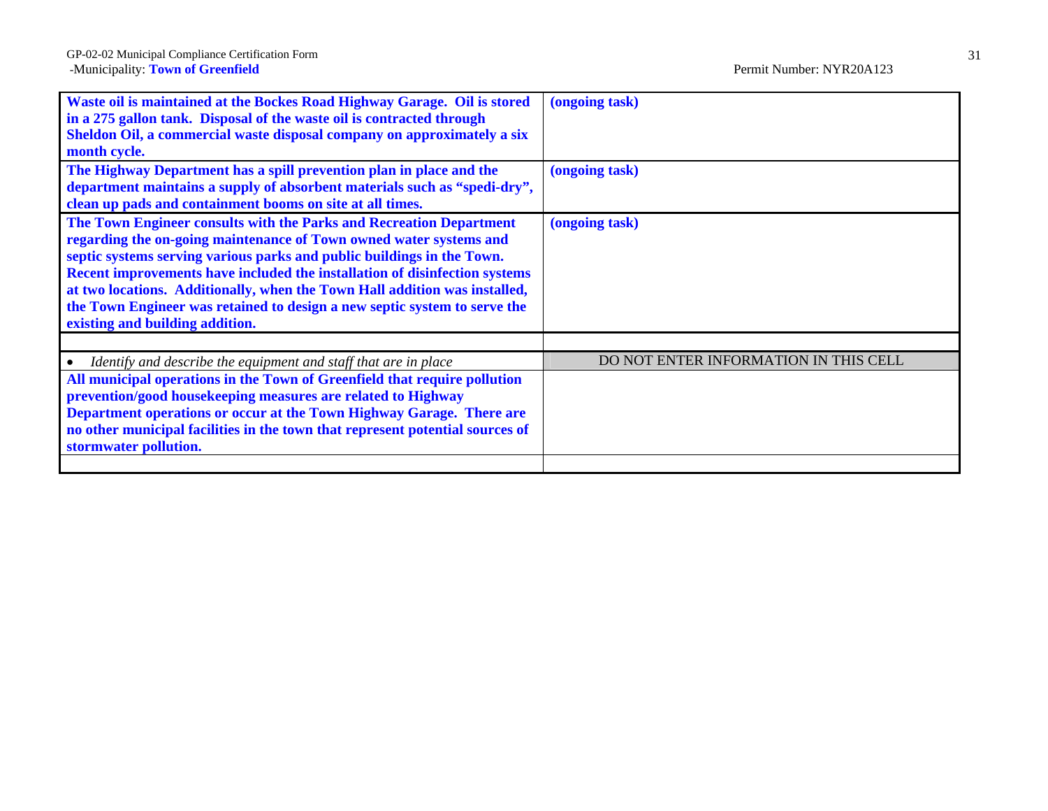| | |
|---|---|
| **Waste oil is maintained at the Bockes Road Highway Garage. Oil is stored in a 275 gallon tank. Disposal of the waste oil is contracted through Sheldon Oil, a commercial waste disposal company on approximately a six month cycle.** | **(ongoing task)** |
| **The Highway Department has a spill prevention plan in place and the department maintains a supply of absorbent materials such as "spedi-dry", clean up pads and containment booms on site at all times.** | **(ongoing task)** |
| **The Town Engineer consults with the Parks and Recreation Department regarding the on-going maintenance of Town owned water systems and septic systems serving various parks and public buildings in the Town. Recent improvements have included the installation of disinfection systems at two locations. Additionally, when the Town Hall addition was installed, the Town Engineer was retained to design a new septic system to serve the existing and building addition.** | **(ongoing task)** |
| | |
| • *Identify and describe the equipment and staff that are in place* | DO NOT ENTER INFORMATION IN THIS CELL |
| **All municipal operations in the Town of Greenfield that require pollution prevention/good housekeeping measures are related to Highway Department operations or occur at the Town Highway Garage. There are no other municipal facilities in the town that represent potential sources of stormwater pollution.** | |
| | |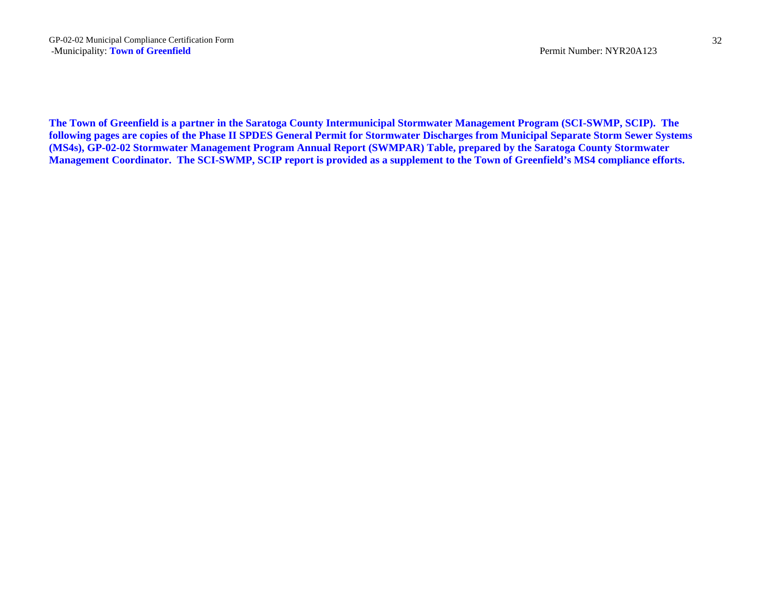**The Town of Greenfield is a partner in the Saratoga County Intermunicipal Stormwater Management Program (SCI-SWMP, SCIP). The following pages are copies of the Phase II SPDES General Permit for Stormwater Discharges from Municipal Separate Storm Sewer Systems (MS4s), GP-02-02 Stormwater Management Program Annual Report (SWMPAR) Table, prepared by the Saratoga County Stormwater Management Coordinator. The SCI-SWMP, SCIP report is provided as a supplement to the Town of Greenfield's MS4 compliance efforts.**